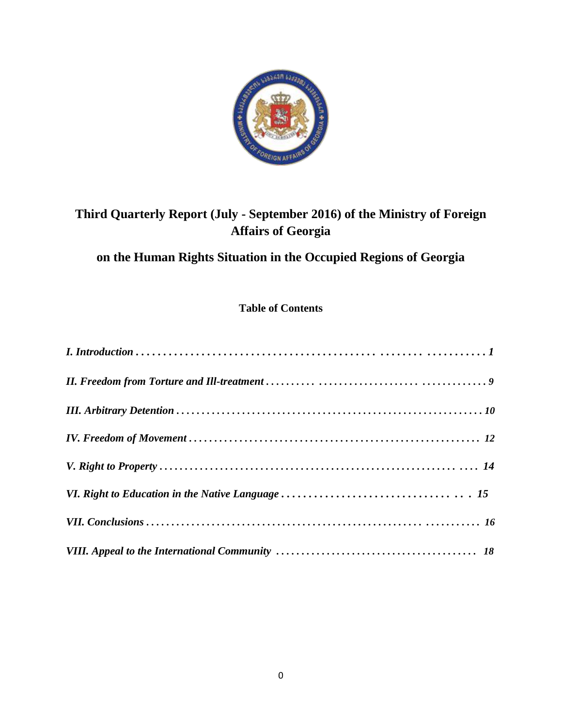# Third Quarterly Report (July - September 2016) of the Ministry of Foreign Affairs of Georgia

## on the Human Rights Situation in the Occupied Regions of Georgia

### Table of Contents

***I. Introduction . . . . . . . . . . . . . . . . . . . . . . . . . . . . . . . . . . . . . . . . . . . . . . . . . . . . . . . . . . . 1***

***II. Freedom from Torture and Ill-treatment . . . . . . . . . . . . . . . . . . . . . . . . . . . . . . . . . . . . . . . . . . . . . 9***

***III. Arbitrary Detention . . . . . . . . . . . . . . . . . . . . . . . . . . . . . . . . . . . . . . . . . . . . . . . . . . . . . . . . . 10***

***IV. Freedom of Movement . . . . . . . . . . . . . . . . . . . . . . . . . . . . . . . . . . . . . . . . . . . . . . . . . . . . . . . 12***

***V. Right to Property . . . . . . . . . . . . . . . . . . . . . . . . . . . . . . . . . . . . . . . . . . . . . . . . . . . . . . . . . . 14***

***VI. Right to Education in the Native Language . . . . . . . . . . . . . . . . . . . . . . . . . . . . . . . . . . 15***

***VII. Conclusions . . . . . . . . . . . . . . . . . . . . . . . . . . . . . . . . . . . . . . . . . . . . . . . . . . . . . . . . . . . 16***

***VIII. Appeal to the International Community . . . . . . . . . . . . . . . . . . . . . . . . . . . . . . . . . . . . . . 18***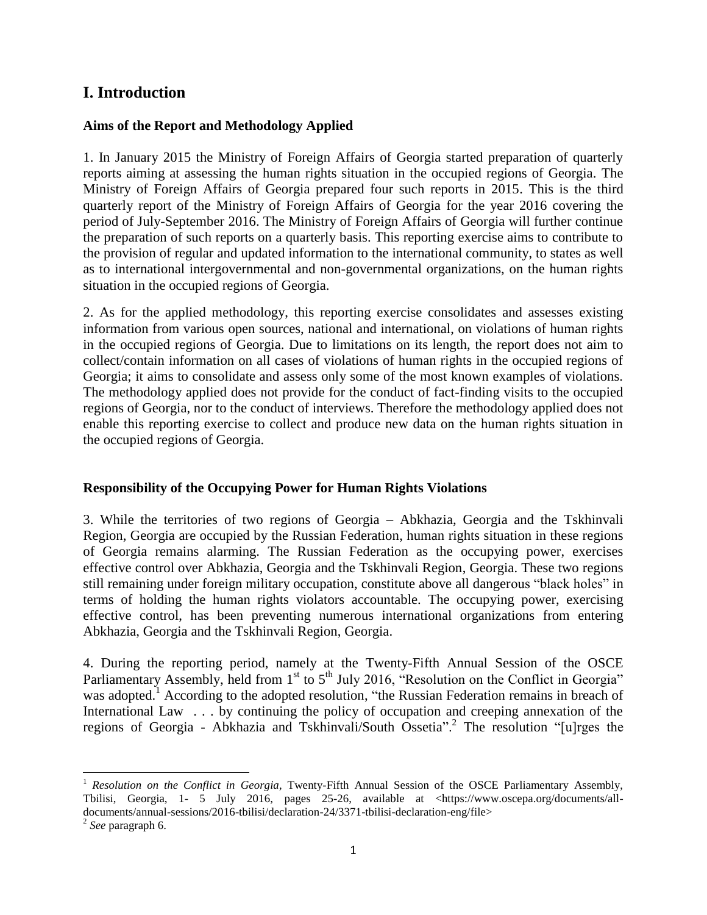# I. Introduction

### Aims of the Report and Methodology Applied

1. In January 2015 the Ministry of Foreign Affairs of Georgia started preparation of quarterly reports aiming at assessing the human rights situation in the occupied regions of Georgia. The Ministry of Foreign Affairs of Georgia prepared four such reports in 2015. This is the third quarterly report of the Ministry of Foreign Affairs of Georgia for the year 2016 covering the period of July-September 2016. The Ministry of Foreign Affairs of Georgia will further continue the preparation of such reports on a quarterly basis. This reporting exercise aims to contribute to the provision of regular and updated information to the international community, to states as well as to international intergovernmental and non-governmental organizations, on the human rights situation in the occupied regions of Georgia.

2. As for the applied methodology, this reporting exercise consolidates and assesses existing information from various open sources, national and international, on violations of human rights in the occupied regions of Georgia. Due to limitations on its length, the report does not aim to collect/contain information on all cases of violations of human rights in the occupied regions of Georgia; it aims to consolidate and assess only some of the most known examples of violations. The methodology applied does not provide for the conduct of fact-finding visits to the occupied regions of Georgia, nor to the conduct of interviews. Therefore the methodology applied does not enable this reporting exercise to collect and produce new data on the human rights situation in the occupied regions of Georgia.

### Responsibility of the Occupying Power for Human Rights Violations

3. While the territories of two regions of Georgia – Abkhazia, Georgia and the Tskhinvali Region, Georgia are occupied by the Russian Federation, human rights situation in these regions of Georgia remains alarming. The Russian Federation as the occupying power, exercises effective control over Abkhazia, Georgia and the Tskhinvali Region, Georgia. These two regions still remaining under foreign military occupation, constitute above all dangerous "black holes" in terms of holding the human rights violators accountable. The occupying power, exercising effective control, has been preventing numerous international organizations from entering Abkhazia, Georgia and the Tskhinvali Region, Georgia.

4. During the reporting period, namely at the Twenty-Fifth Annual Session of the OSCE Parliamentary Assembly, held from 1st to 5th July 2016, "Resolution on the Conflict in Georgia" was adopted.[1] According to the adopted resolution, "the Russian Federation remains in breach of International Law . . . by continuing the policy of occupation and creeping annexation of the regions of Georgia - Abkhazia and Tskhinvali/South Ossetia".[2] The resolution "[u]rges the

---

[1] *Resolution on the Conflict in Georgia,* Twenty-Fifth Annual Session of the OSCE Parliamentary Assembly, Tbilisi, Georgia, 1- 5 July 2016, pages 25-26, available at <https://www.oscepa.org/documents/all-documents/annual-sessions/2016-tbilisi/declaration-24/3371-tbilisi-declaration-eng/file>

[2] *See* paragraph 6.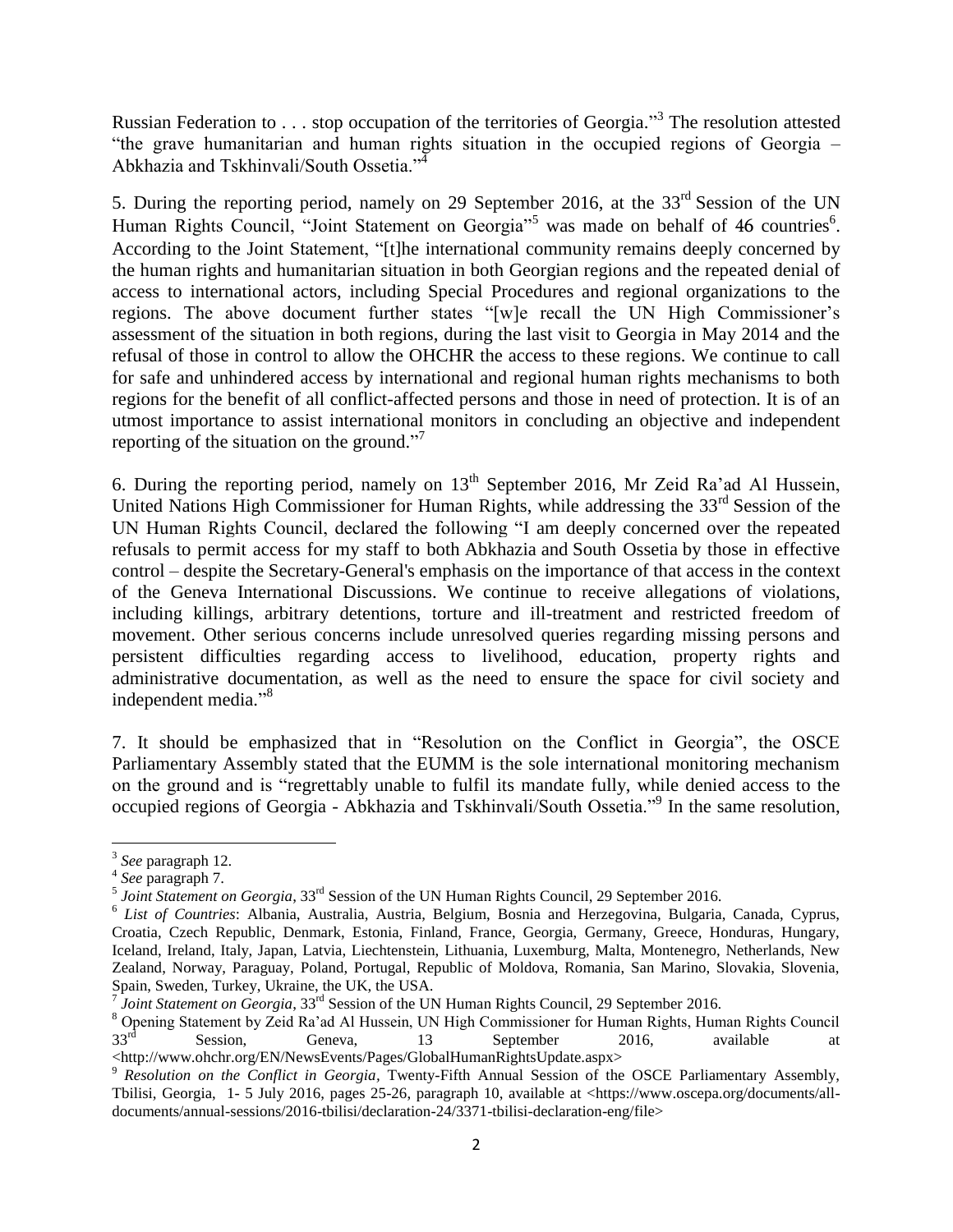Russian Federation to . . . stop occupation of the territories of Georgia."[3] The resolution attested "the grave humanitarian and human rights situation in the occupied regions of Georgia – Abkhazia and Tskhinvali/South Ossetia."[4]

5. During the reporting period, namely on 29 September 2016, at the 33rd Session of the UN Human Rights Council, "Joint Statement on Georgia"[5] was made on behalf of 46 countries[6]. According to the Joint Statement, "[t]he international community remains deeply concerned by the human rights and humanitarian situation in both Georgian regions and the repeated denial of access to international actors, including Special Procedures and regional organizations to the regions. The above document further states "[w]e recall the UN High Commissioner's assessment of the situation in both regions, during the last visit to Georgia in May 2014 and the refusal of those in control to allow the OHCHR the access to these regions. We continue to call for safe and unhindered access by international and regional human rights mechanisms to both regions for the benefit of all conflict-affected persons and those in need of protection. It is of an utmost importance to assist international monitors in concluding an objective and independent reporting of the situation on the ground."[7]

6. During the reporting period, namely on 13th September 2016, Mr Zeid Ra'ad Al Hussein, United Nations High Commissioner for Human Rights, while addressing the 33rd Session of the UN Human Rights Council, declared the following "I am deeply concerned over the repeated refusals to permit access for my staff to both Abkhazia and South Ossetia by those in effective control – despite the Secretary-General's emphasis on the importance of that access in the context of the Geneva International Discussions. We continue to receive allegations of violations, including killings, arbitrary detentions, torture and ill-treatment and restricted freedom of movement. Other serious concerns include unresolved queries regarding missing persons and persistent difficulties regarding access to livelihood, education, property rights and administrative documentation, as well as the need to ensure the space for civil society and independent media."[8]

7. It should be emphasized that in "Resolution on the Conflict in Georgia", the OSCE Parliamentary Assembly stated that the EUMM is the sole international monitoring mechanism on the ground and is "regrettably unable to fulfil its mandate fully, while denied access to the occupied regions of Georgia - Abkhazia and Tskhinvali/South Ossetia."[9] In the same resolution,

---

[3] *See* paragraph 12.

[4] *See* paragraph 7.

[5] *Joint Statement on Georgia*, 33rd Session of the UN Human Rights Council, 29 September 2016.

[6] *List of Countries*: Albania, Australia, Austria, Belgium, Bosnia and Herzegovina, Bulgaria, Canada, Cyprus, Croatia, Czech Republic, Denmark, Estonia, Finland, France, Georgia, Germany, Greece, Honduras, Hungary, Iceland, Ireland, Italy, Japan, Latvia, Liechtenstein, Lithuania, Luxemburg, Malta, Montenegro, Netherlands, New Zealand, Norway, Paraguay, Poland, Portugal, Republic of Moldova, Romania, San Marino, Slovakia, Slovenia, Spain, Sweden, Turkey, Ukraine, the UK, the USA.

[7] *Joint Statement on Georgia*, 33rd Session of the UN Human Rights Council, 29 September 2016.

[8] Opening Statement by Zeid Ra'ad Al Hussein, UN High Commissioner for Human Rights, Human Rights Council 33rd Session, Geneva, 13 September 2016, available at <http://www.ohchr.org/EN/NewsEvents/Pages/GlobalHumanRightsUpdate.aspx>

[9] *Resolution on the Conflict in Georgia*, Twenty-Fifth Annual Session of the OSCE Parliamentary Assembly, Tbilisi, Georgia, 1- 5 July 2016, pages 25-26, paragraph 10, available at <https://www.oscepa.org/documents/all-documents/annual-sessions/2016-tbilisi/declaration-24/3371-tbilisi-declaration-eng/file>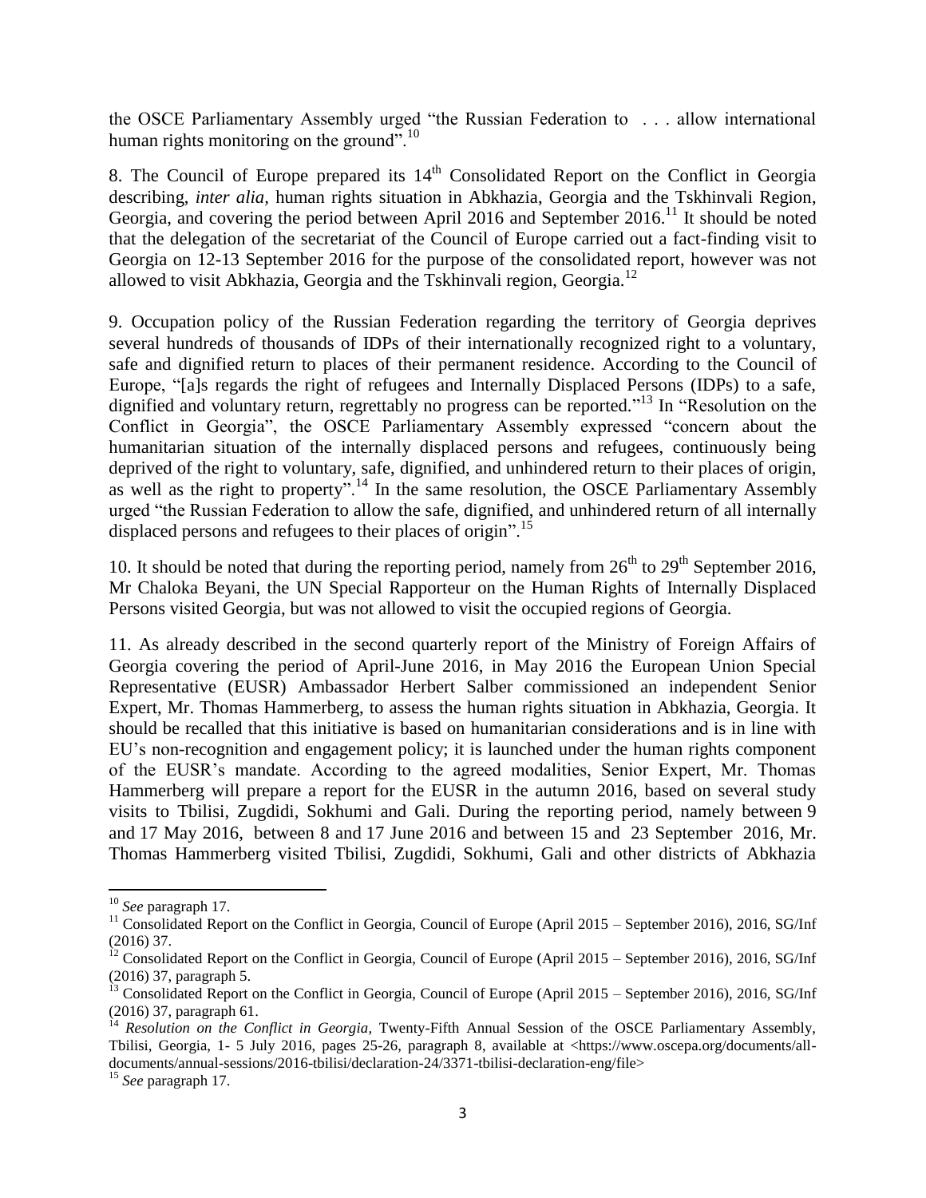the OSCE Parliamentary Assembly urged "the Russian Federation to . . . allow international human rights monitoring on the ground".[10]

8. The Council of Europe prepared its 14th Consolidated Report on the Conflict in Georgia describing, *inter alia*, human rights situation in Abkhazia, Georgia and the Tskhinvali Region, Georgia, and covering the period between April 2016 and September 2016.[11] It should be noted that the delegation of the secretariat of the Council of Europe carried out a fact-finding visit to Georgia on 12-13 September 2016 for the purpose of the consolidated report, however was not allowed to visit Abkhazia, Georgia and the Tskhinvali region, Georgia.[12]

9. Occupation policy of the Russian Federation regarding the territory of Georgia deprives several hundreds of thousands of IDPs of their internationally recognized right to a voluntary, safe and dignified return to places of their permanent residence. According to the Council of Europe, "[a]s regards the right of refugees and Internally Displaced Persons (IDPs) to a safe, dignified and voluntary return, regrettably no progress can be reported."[13] In "Resolution on the Conflict in Georgia", the OSCE Parliamentary Assembly expressed "concern about the humanitarian situation of the internally displaced persons and refugees, continuously being deprived of the right to voluntary, safe, dignified, and unhindered return to their places of origin, as well as the right to property".[14] In the same resolution, the OSCE Parliamentary Assembly urged "the Russian Federation to allow the safe, dignified, and unhindered return of all internally displaced persons and refugees to their places of origin".[15]

10. It should be noted that during the reporting period, namely from 26th to 29th September 2016, Mr Chaloka Beyani, the UN Special Rapporteur on the Human Rights of Internally Displaced Persons visited Georgia, but was not allowed to visit the occupied regions of Georgia.

11. As already described in the second quarterly report of the Ministry of Foreign Affairs of Georgia covering the period of April-June 2016, in May 2016 the European Union Special Representative (EUSR) Ambassador Herbert Salber commissioned an independent Senior Expert, Mr. Thomas Hammerberg, to assess the human rights situation in Abkhazia, Georgia. It should be recalled that this initiative is based on humanitarian considerations and is in line with EU's non-recognition and engagement policy; it is launched under the human rights component of the EUSR's mandate. According to the agreed modalities, Senior Expert, Mr. Thomas Hammerberg will prepare a report for the EUSR in the autumn 2016, based on several study visits to Tbilisi, Zugdidi, Sokhumi and Gali. During the reporting period, namely between 9 and 17 May 2016, between 8 and 17 June 2016 and between 15 and 23 September 2016, Mr. Thomas Hammerberg visited Tbilisi, Zugdidi, Sokhumi, Gali and other districts of Abkhazia

---

[10] *See* paragraph 17.

[11] Consolidated Report on the Conflict in Georgia, Council of Europe (April 2015 – September 2016), 2016, SG/Inf (2016) 37.

[12] Consolidated Report on the Conflict in Georgia, Council of Europe (April 2015 – September 2016), 2016, SG/Inf (2016) 37, paragraph 5.

[13] Consolidated Report on the Conflict in Georgia, Council of Europe (April 2015 – September 2016), 2016, SG/Inf (2016) 37, paragraph 61.

[14] *Resolution on the Conflict in Georgia*, Twenty-Fifth Annual Session of the OSCE Parliamentary Assembly, Tbilisi, Georgia, 1- 5 July 2016, pages 25-26, paragraph 8, available at <https://www.oscepa.org/documents/all-documents/annual-sessions/2016-tbilisi/declaration-24/3371-tbilisi-declaration-eng/file>

[15] *See* paragraph 17.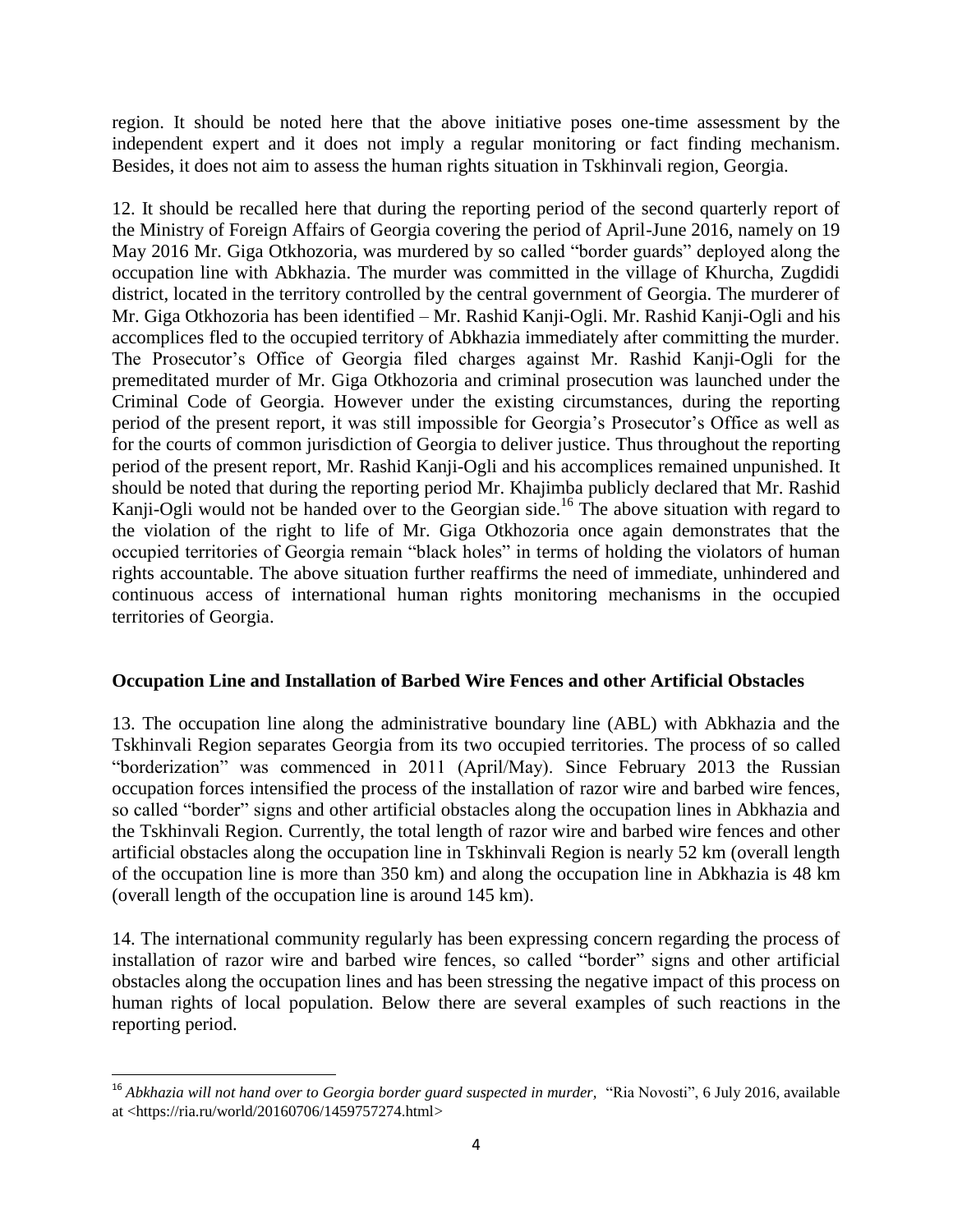region. It should be noted here that the above initiative poses one-time assessment by the independent expert and it does not imply a regular monitoring or fact finding mechanism. Besides, it does not aim to assess the human rights situation in Tskhinvali region, Georgia.

12. It should be recalled here that during the reporting period of the second quarterly report of the Ministry of Foreign Affairs of Georgia covering the period of April-June 2016, namely on 19 May 2016 Mr. Giga Otkhozoria, was murdered by so called "border guards" deployed along the occupation line with Abkhazia. The murder was committed in the village of Khurcha, Zugdidi district, located in the territory controlled by the central government of Georgia. The murderer of Mr. Giga Otkhozoria has been identified – Mr. Rashid Kanji-Ogli. Mr. Rashid Kanji-Ogli and his accomplices fled to the occupied territory of Abkhazia immediately after committing the murder. The Prosecutor's Office of Georgia filed charges against Mr. Rashid Kanji-Ogli for the premeditated murder of Mr. Giga Otkhozoria and criminal prosecution was launched under the Criminal Code of Georgia. However under the existing circumstances, during the reporting period of the present report, it was still impossible for Georgia's Prosecutor's Office as well as for the courts of common jurisdiction of Georgia to deliver justice. Thus throughout the reporting period of the present report, Mr. Rashid Kanji-Ogli and his accomplices remained unpunished. It should be noted that during the reporting period Mr. Khajimba publicly declared that Mr. Rashid Kanji-Ogli would not be handed over to the Georgian side.[16] The above situation with regard to the violation of the right to life of Mr. Giga Otkhozoria once again demonstrates that the occupied territories of Georgia remain "black holes" in terms of holding the violators of human rights accountable. The above situation further reaffirms the need of immediate, unhindered and continuous access of international human rights monitoring mechanisms in the occupied territories of Georgia.

## Occupation Line and Installation of Barbed Wire Fences and other Artificial Obstacles

13. The occupation line along the administrative boundary line (ABL) with Abkhazia and the Tskhinvali Region separates Georgia from its two occupied territories. The process of so called "borderization" was commenced in 2011 (April/May). Since February 2013 the Russian occupation forces intensified the process of the installation of razor wire and barbed wire fences, so called "border" signs and other artificial obstacles along the occupation lines in Abkhazia and the Tskhinvali Region. Currently, the total length of razor wire and barbed wire fences and other artificial obstacles along the occupation line in Tskhinvali Region is nearly 52 km (overall length of the occupation line is more than 350 km) and along the occupation line in Abkhazia is 48 km (overall length of the occupation line is around 145 km).

14. The international community regularly has been expressing concern regarding the process of installation of razor wire and barbed wire fences, so called "border" signs and other artificial obstacles along the occupation lines and has been stressing the negative impact of this process on human rights of local population. Below there are several examples of such reactions in the reporting period.

[16] *Abkhazia will not hand over to Georgia border guard suspected in murder,* "Ria Novosti", 6 July 2016, available at <https://ria.ru/world/20160706/1459757274.html>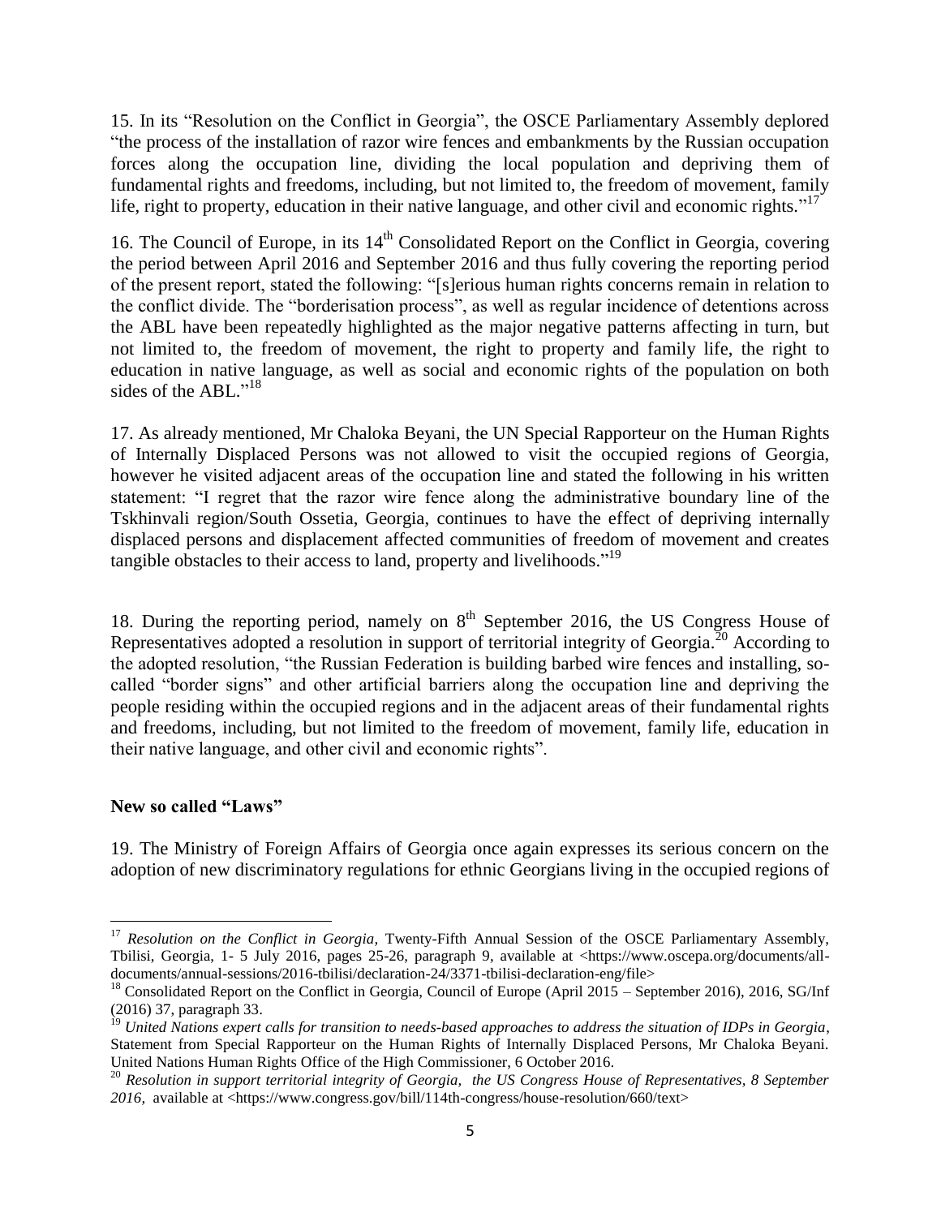15. In its "Resolution on the Conflict in Georgia", the OSCE Parliamentary Assembly deplored "the process of the installation of razor wire fences and embankments by the Russian occupation forces along the occupation line, dividing the local population and depriving them of fundamental rights and freedoms, including, but not limited to, the freedom of movement, family life, right to property, education in their native language, and other civil and economic rights."[17]

16. The Council of Europe, in its 14th Consolidated Report on the Conflict in Georgia, covering the period between April 2016 and September 2016 and thus fully covering the reporting period of the present report, stated the following: "[s]erious human rights concerns remain in relation to the conflict divide. The "borderisation process", as well as regular incidence of detentions across the ABL have been repeatedly highlighted as the major negative patterns affecting in turn, but not limited to, the freedom of movement, the right to property and family life, the right to education in native language, as well as social and economic rights of the population on both sides of the ABL."[18]

17. As already mentioned, Mr Chaloka Beyani, the UN Special Rapporteur on the Human Rights of Internally Displaced Persons was not allowed to visit the occupied regions of Georgia, however he visited adjacent areas of the occupation line and stated the following in his written statement: "I regret that the razor wire fence along the administrative boundary line of the Tskhinvali region/South Ossetia, Georgia, continues to have the effect of depriving internally displaced persons and displacement affected communities of freedom of movement and creates tangible obstacles to their access to land, property and livelihoods."[19]

18. During the reporting period, namely on 8th September 2016, the US Congress House of Representatives adopted a resolution in support of territorial integrity of Georgia.[20] According to the adopted resolution, "the Russian Federation is building barbed wire fences and installing, so-called "border signs" and other artificial barriers along the occupation line and depriving the people residing within the occupied regions and in the adjacent areas of their fundamental rights and freedoms, including, but not limited to the freedom of movement, family life, education in their native language, and other civil and economic rights".

**New so called "Laws"**

19. The Ministry of Foreign Affairs of Georgia once again expresses its serious concern on the adoption of new discriminatory regulations for ethnic Georgians living in the occupied regions of

---

[17] *Resolution on the Conflict in Georgia*, Twenty-Fifth Annual Session of the OSCE Parliamentary Assembly, Tbilisi, Georgia, 1- 5 July 2016, pages 25-26, paragraph 9, available at <https://www.oscepa.org/documents/all-documents/annual-sessions/2016-tbilisi/declaration-24/3371-tbilisi-declaration-eng/file>

[18] Consolidated Report on the Conflict in Georgia, Council of Europe (April 2015 – September 2016), 2016, SG/Inf (2016) 37, paragraph 33.

[19] *United Nations expert calls for transition to needs-based approaches to address the situation of IDPs in Georgia*, Statement from Special Rapporteur on the Human Rights of Internally Displaced Persons, Mr Chaloka Beyani. United Nations Human Rights Office of the High Commissioner, 6 October 2016.

[20] *Resolution in support territorial integrity of Georgia, the US Congress House of Representatives, 8 September 2016,* available at <https://www.congress.gov/bill/114th-congress/house-resolution/660/text>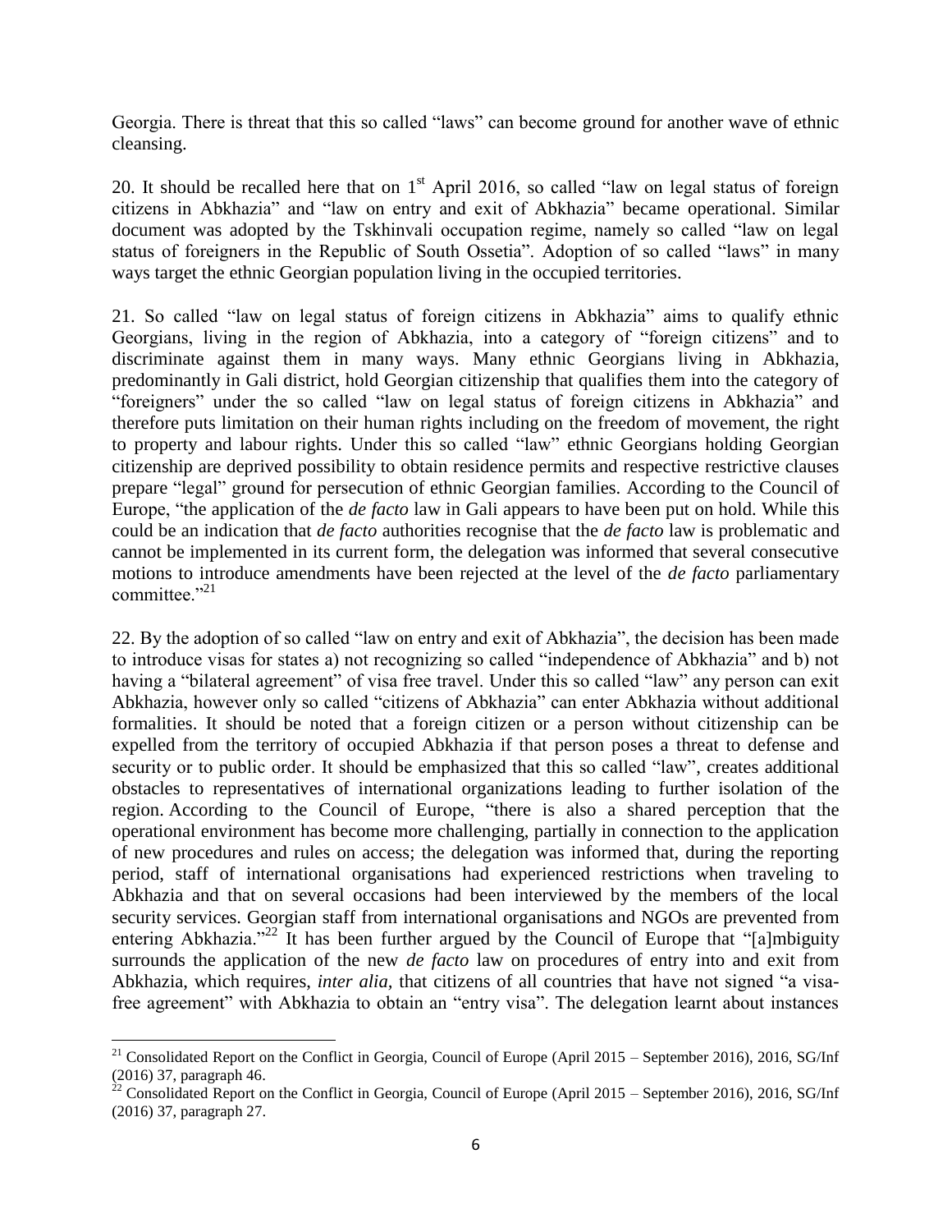Georgia. There is threat that this so called "laws" can become ground for another wave of ethnic cleansing.

20. It should be recalled here that on 1st April 2016, so called "law on legal status of foreign citizens in Abkhazia" and "law on entry and exit of Abkhazia" became operational. Similar document was adopted by the Tskhinvali occupation regime, namely so called "law on legal status of foreigners in the Republic of South Ossetia". Adoption of so called "laws" in many ways target the ethnic Georgian population living in the occupied territories.

21. So called "law on legal status of foreign citizens in Abkhazia" aims to qualify ethnic Georgians, living in the region of Abkhazia, into a category of "foreign citizens" and to discriminate against them in many ways. Many ethnic Georgians living in Abkhazia, predominantly in Gali district, hold Georgian citizenship that qualifies them into the category of "foreigners" under the so called "law on legal status of foreign citizens in Abkhazia" and therefore puts limitation on their human rights including on the freedom of movement, the right to property and labour rights. Under this so called "law" ethnic Georgians holding Georgian citizenship are deprived possibility to obtain residence permits and respective restrictive clauses prepare "legal" ground for persecution of ethnic Georgian families. According to the Council of Europe, "the application of the *de facto* law in Gali appears to have been put on hold. While this could be an indication that *de facto* authorities recognise that the *de facto* law is problematic and cannot be implemented in its current form, the delegation was informed that several consecutive motions to introduce amendments have been rejected at the level of the *de facto* parliamentary committee."[21]

22. By the adoption of so called "law on entry and exit of Abkhazia", the decision has been made to introduce visas for states a) not recognizing so called "independence of Abkhazia" and b) not having a "bilateral agreement" of visa free travel. Under this so called "law" any person can exit Abkhazia, however only so called "citizens of Abkhazia" can enter Abkhazia without additional formalities. It should be noted that a foreign citizen or a person without citizenship can be expelled from the territory of occupied Abkhazia if that person poses a threat to defense and security or to public order. It should be emphasized that this so called "law", creates additional obstacles to representatives of international organizations leading to further isolation of the region. According to the Council of Europe, "there is also a shared perception that the operational environment has become more challenging, partially in connection to the application of new procedures and rules on access; the delegation was informed that, during the reporting period, staff of international organisations had experienced restrictions when traveling to Abkhazia and that on several occasions had been interviewed by the members of the local security services. Georgian staff from international organisations and NGOs are prevented from entering Abkhazia."[22] It has been further argued by the Council of Europe that "[a]mbiguity surrounds the application of the new *de facto* law on procedures of entry into and exit from Abkhazia, which requires, *inter alia*, that citizens of all countries that have not signed "a visa-free agreement" with Abkhazia to obtain an "entry visa". The delegation learnt about instances

---

[21] Consolidated Report on the Conflict in Georgia, Council of Europe (April 2015 – September 2016), 2016, SG/Inf (2016) 37, paragraph 46.

[22] Consolidated Report on the Conflict in Georgia, Council of Europe (April 2015 – September 2016), 2016, SG/Inf (2016) 37, paragraph 27.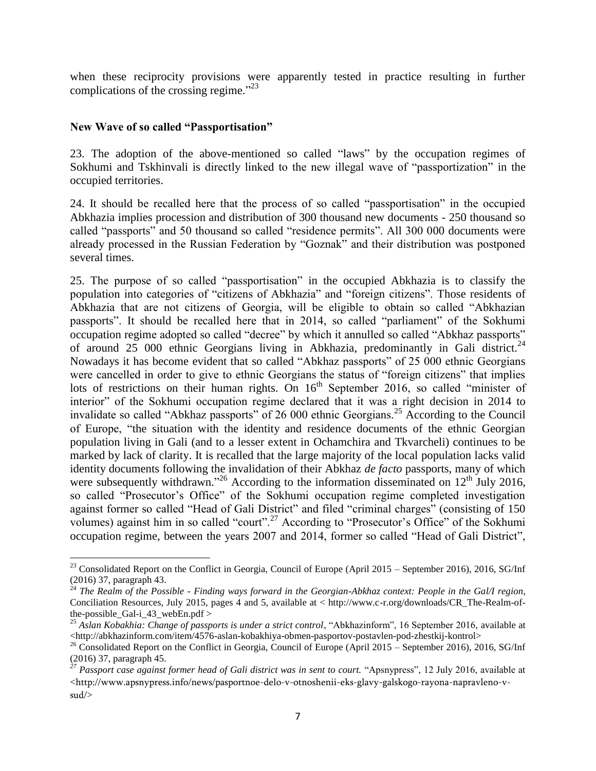when these reciprocity provisions were apparently tested in practice resulting in further complications of the crossing regime."[23]

**New Wave of so called "Passportisation"**

23. The adoption of the above-mentioned so called "laws" by the occupation regimes of Sokhumi and Tskhinvali is directly linked to the new illegal wave of "passportization" in the occupied territories.

24. It should be recalled here that the process of so called "passportisation" in the occupied Abkhazia implies procession and distribution of 300 thousand new documents - 250 thousand so called "passports" and 50 thousand so called "residence permits". All 300 000 documents were already processed in the Russian Federation by "Goznak" and their distribution was postponed several times.

25. The purpose of so called "passportisation" in the occupied Abkhazia is to classify the population into categories of "citizens of Abkhazia" and "foreign citizens". Those residents of Abkhazia that are not citizens of Georgia, will be eligible to obtain so called "Abkhazian passports". It should be recalled here that in 2014, so called "parliament" of the Sokhumi occupation regime adopted so called "decree" by which it annulled so called "Abkhaz passports" of around 25 000 ethnic Georgians living in Abkhazia, predominantly in Gali district.[24] Nowadays it has become evident that so called "Abkhaz passports" of 25 000 ethnic Georgians were cancelled in order to give to ethnic Georgians the status of "foreign citizens" that implies lots of restrictions on their human rights. On 16th September 2016, so called "minister of interior" of the Sokhumi occupation regime declared that it was a right decision in 2014 to invalidate so called "Abkhaz passports" of 26 000 ethnic Georgians.[25] According to the Council of Europe, "the situation with the identity and residence documents of the ethnic Georgian population living in Gali (and to a lesser extent in Ochamchira and Tkvarcheli) continues to be marked by lack of clarity. It is recalled that the large majority of the local population lacks valid identity documents following the invalidation of their Abkhaz *de facto* passports, many of which were subsequently withdrawn."[26] According to the information disseminated on 12th July 2016, so called "Prosecutor's Office" of the Sokhumi occupation regime completed investigation against former so called "Head of Gali District" and filed "criminal charges" (consisting of 150 volumes) against him in so called "court".[27] According to "Prosecutor's Office" of the Sokhumi occupation regime, between the years 2007 and 2014, former so called "Head of Gali District",

---

[23] Consolidated Report on the Conflict in Georgia, Council of Europe (April 2015 – September 2016), 2016, SG/Inf (2016) 37, paragraph 43.

[24] *The Realm of the Possible - Finding ways forward in the Georgian-Abkhaz context: People in the Gal/I region,* Conciliation Resources, July 2015, pages 4 and 5, available at < http://www.c-r.org/downloads/CR_The-Realm-of-the-possible_Gal-i_43_webEn.pdf >

[25] *Aslan Kobakhia: Change of passports is under a strict control*, "Abkhazinform", 16 September 2016, available at <http://abkhazinform.com/item/4576-aslan-kobakhiya-obmen-pasportov-postavlen-pod-zhestkij-kontrol>

[26] Consolidated Report on the Conflict in Georgia, Council of Europe (April 2015 – September 2016), 2016, SG/Inf (2016) 37, paragraph 45.

[27] *Passport case against former head of Gali district was in sent to court.* "Apsnypress", 12 July 2016, available at <http://www.apsnypress.info/news/pasportnoe-delo-v-otnoshenii-eks-glavy-galskogo-rayona-napravleno-v-sud/>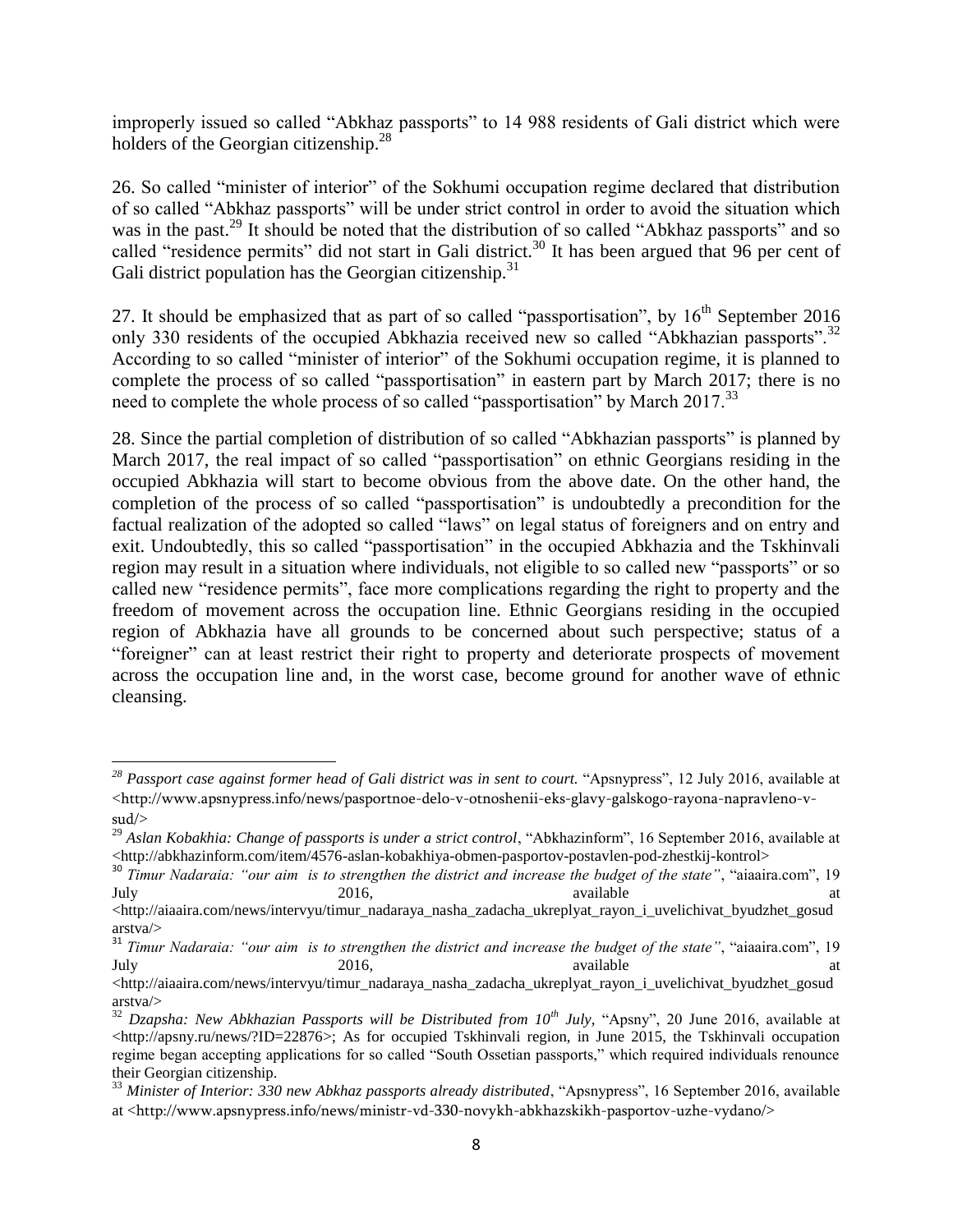improperly issued so called "Abkhaz passports" to 14 988 residents of Gali district which were holders of the Georgian citizenship.[28]

26. So called "minister of interior" of the Sokhumi occupation regime declared that distribution of so called "Abkhaz passports" will be under strict control in order to avoid the situation which was in the past.[29] It should be noted that the distribution of so called "Abkhaz passports" and so called "residence permits" did not start in Gali district.[30] It has been argued that 96 per cent of Gali district population has the Georgian citizenship.[31]

27. It should be emphasized that as part of so called "passportisation", by 16th September 2016 only 330 residents of the occupied Abkhazia received new so called "Abkhazian passports".[32] According to so called "minister of interior" of the Sokhumi occupation regime, it is planned to complete the process of so called "passportisation" in eastern part by March 2017; there is no need to complete the whole process of so called "passportisation" by March 2017.[33]

28. Since the partial completion of distribution of so called "Abkhazian passports" is planned by March 2017, the real impact of so called "passportisation" on ethnic Georgians residing in the occupied Abkhazia will start to become obvious from the above date. On the other hand, the completion of the process of so called "passportisation" is undoubtedly a precondition for the factual realization of the adopted so called "laws" on legal status of foreigners and on entry and exit. Undoubtedly, this so called "passportisation" in the occupied Abkhazia and the Tskhinvali region may result in a situation where individuals, not eligible to so called new "passports" or so called new "residence permits", face more complications regarding the right to property and the freedom of movement across the occupation line. Ethnic Georgians residing in the occupied region of Abkhazia have all grounds to be concerned about such perspective; status of a "foreigner" can at least restrict their right to property and deteriorate prospects of movement across the occupation line and, in the worst case, become ground for another wave of ethnic cleansing.

---

[28] *Passport case against former head of Gali district was in sent to court.* "Apsnypress", 12 July 2016, available at <http://www.apsnypress.info/news/pasportnoe-delo-v-otnoshenii-eks-glavy-galskogo-rayona-napravleno-v-sud/>

[29] *Aslan Kobakhia: Change of passports is under a strict control*, "Abkhazinform", 16 September 2016, available at <http://abkhazinform.com/item/4576-aslan-kobakhiya-obmen-pasportov-postavlen-pod-zhestkij-kontrol>

[30] *Timur Nadaraia: "our aim is to strengthen the district and increase the budget of the state"*, "aiaaira.com", 19 July 2016, available at <http://aiaaira.com/news/intervyu/timur_nadaraya_nasha_zadacha_ukreplyat_rayon_i_uvelichivat_byudzhet_gosudarstva/>

[31] *Timur Nadaraia: "our aim is to strengthen the district and increase the budget of the state"*, "aiaaira.com", 19 July 2016, available at <http://aiaaira.com/news/intervyu/timur_nadaraya_nasha_zadacha_ukreplyat_rayon_i_uvelichivat_byudzhet_gosudarstva/>

[32] *Dzapsha: New Abkhazian Passports will be Distributed from 10th July,* "Apsny", 20 June 2016, available at <http://apsny.ru/news/?ID=22876>; As for occupied Tskhinvali region, in June 2015, the Tskhinvali occupation regime began accepting applications for so called "South Ossetian passports," which required individuals renounce their Georgian citizenship.

[33] *Minister of Interior: 330 new Abkhaz passports already distributed*, "Apsnypress", 16 September 2016, available at <http://www.apsnypress.info/news/ministr-vd-330-novykh-abkhazskikh-pasportov-uzhe-vydano/>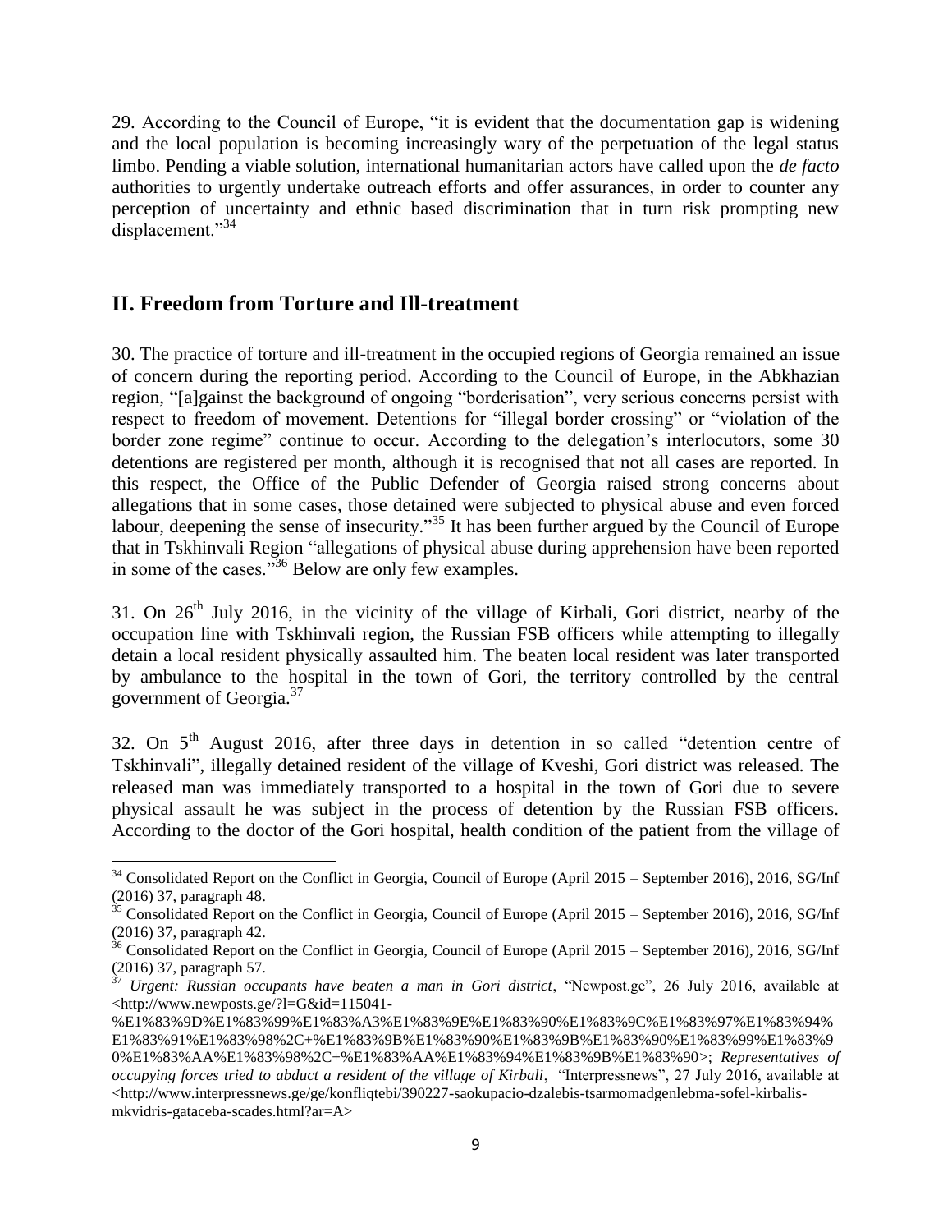29. According to the Council of Europe, "it is evident that the documentation gap is widening and the local population is becoming increasingly wary of the perpetuation of the legal status limbo. Pending a viable solution, international humanitarian actors have called upon the *de facto* authorities to urgently undertake outreach efforts and offer assurances, in order to counter any perception of uncertainty and ethnic based discrimination that in turn risk prompting new displacement."[34]

## II. Freedom from Torture and Ill-treatment

30. The practice of torture and ill-treatment in the occupied regions of Georgia remained an issue of concern during the reporting period. According to the Council of Europe, in the Abkhazian region, "[a]gainst the background of ongoing "borderisation", very serious concerns persist with respect to freedom of movement. Detentions for "illegal border crossing" or "violation of the border zone regime" continue to occur. According to the delegation's interlocutors, some 30 detentions are registered per month, although it is recognised that not all cases are reported. In this respect, the Office of the Public Defender of Georgia raised strong concerns about allegations that in some cases, those detained were subjected to physical abuse and even forced labour, deepening the sense of insecurity."[35] It has been further argued by the Council of Europe that in Tskhinvali Region "allegations of physical abuse during apprehension have been reported in some of the cases."[36] Below are only few examples.

31. On 26[th] July 2016, in the vicinity of the village of Kirbali, Gori district, nearby of the occupation line with Tskhinvali region, the Russian FSB officers while attempting to illegally detain a local resident physically assaulted him. The beaten local resident was later transported by ambulance to the hospital in the town of Gori, the territory controlled by the central government of Georgia.[37]

32. On 5[th] August 2016, after three days in detention in so called "detention centre of Tskhinvali", illegally detained resident of the village of Kveshi, Gori district was released. The released man was immediately transported to a hospital in the town of Gori due to severe physical assault he was subject in the process of detention by the Russian FSB officers. According to the doctor of the Gori hospital, health condition of the patient from the village of

---

[34] Consolidated Report on the Conflict in Georgia, Council of Europe (April 2015 – September 2016), 2016, SG/Inf (2016) 37, paragraph 48.

[35] Consolidated Report on the Conflict in Georgia, Council of Europe (April 2015 – September 2016), 2016, SG/Inf (2016) 37, paragraph 42.

[36] Consolidated Report on the Conflict in Georgia, Council of Europe (April 2015 – September 2016), 2016, SG/Inf (2016) 37, paragraph 57.

[37] *Urgent: Russian occupants have beaten a man in Gori district*, "Newpost.ge", 26 July 2016, available at <http://www.newposts.ge/?l=G&id=115041-%E1%83%9D%E1%83%99%E1%83%A3%E1%83%9E%E1%83%90%E1%83%9C%E1%83%97%E1%83%94%E1%83%91%E1%83%98%2C+%E1%83%9B%E1%83%90%E1%83%9B%E1%83%90%E1%83%99%E1%83%90%E1%83%AA%E1%83%98%2C+%E1%83%AA%E1%83%94%E1%83%9B%E1%83%90>; *Representatives of occupying forces tried to abduct a resident of the village of Kirbali*, "Interpressnews", 27 July 2016, available at <http://www.interpressnews.ge/ge/konfliqtebi/390227-saokupacio-dzalebis-tsarmomadgenlebma-sofel-kirbalis-mkvidris-gataceba-scades.html?ar=A>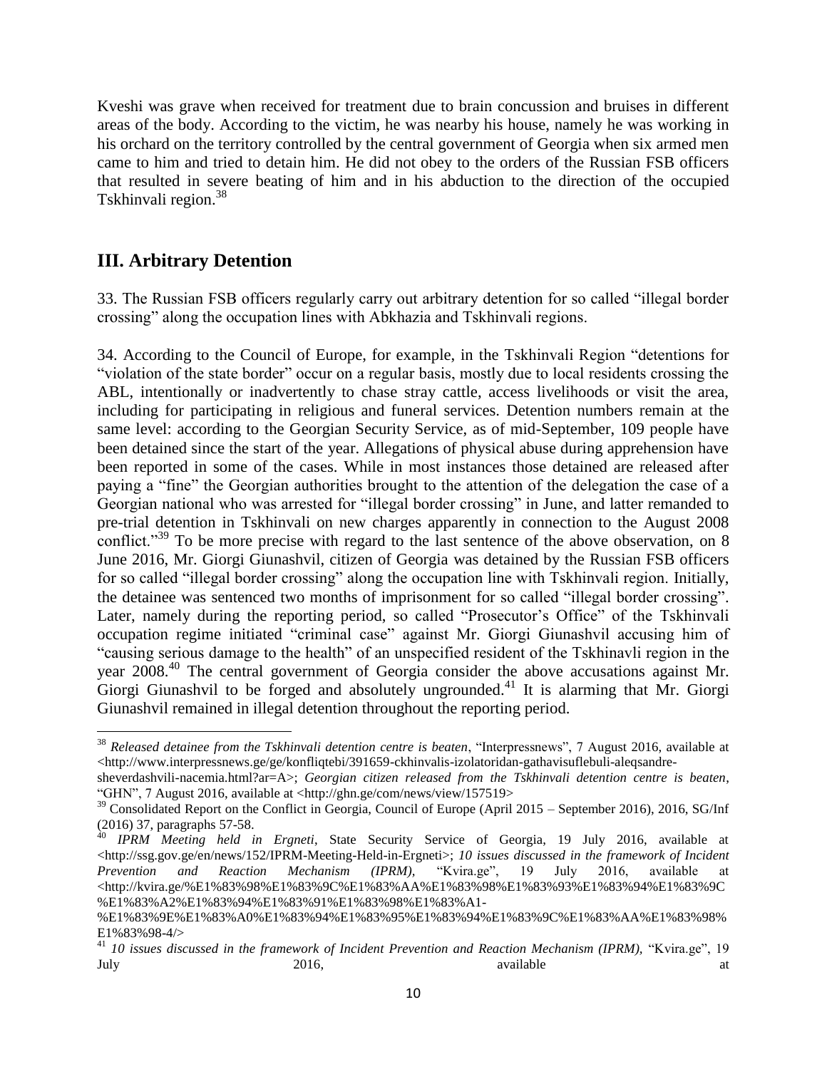Kveshi was grave when received for treatment due to brain concussion and bruises in different areas of the body. According to the victim, he was nearby his house, namely he was working in his orchard on the territory controlled by the central government of Georgia when six armed men came to him and tried to detain him. He did not obey to the orders of the Russian FSB officers that resulted in severe beating of him and in his abduction to the direction of the occupied Tskhinvali region.[38]

## III. Arbitrary Detention

33. The Russian FSB officers regularly carry out arbitrary detention for so called "illegal border crossing" along the occupation lines with Abkhazia and Tskhinvali regions.

34. According to the Council of Europe, for example, in the Tskhinvali Region "detentions for "violation of the state border" occur on a regular basis, mostly due to local residents crossing the ABL, intentionally or inadvertently to chase stray cattle, access livelihoods or visit the area, including for participating in religious and funeral services. Detention numbers remain at the same level: according to the Georgian Security Service, as of mid-September, 109 people have been detained since the start of the year. Allegations of physical abuse during apprehension have been reported in some of the cases. While in most instances those detained are released after paying a "fine" the Georgian authorities brought to the attention of the delegation the case of a Georgian national who was arrested for "illegal border crossing" in June, and latter remanded to pre-trial detention in Tskhinvali on new charges apparently in connection to the August 2008 conflict."[39] To be more precise with regard to the last sentence of the above observation, on 8 June 2016, Mr. Giorgi Giunashvil, citizen of Georgia was detained by the Russian FSB officers for so called "illegal border crossing" along the occupation line with Tskhinvali region. Initially, the detainee was sentenced two months of imprisonment for so called "illegal border crossing". Later, namely during the reporting period, so called "Prosecutor's Office" of the Tskhinvali occupation regime initiated "criminal case" against Mr. Giorgi Giunashvil accusing him of "causing serious damage to the health" of an unspecified resident of the Tskhinavli region in the year 2008.[40] The central government of Georgia consider the above accusations against Mr. Giorgi Giunashvil to be forged and absolutely ungrounded.[41] It is alarming that Mr. Giorgi Giunashvil remained in illegal detention throughout the reporting period.

---

[38] *Released detainee from the Tskhinvali detention centre is beaten*, "Interpressnews", 7 August 2016, available at <http://www.interpressnews.ge/ge/konfliqtebi/391659-ckhinvalis-izolatoridan-gathavisuflebuli-aleqsandre-sheverdashvili-nacemia.html?ar=A>; *Georgian citizen released from the Tskhinvali detention centre is beaten*, "GHN", 7 August 2016, available at <http://ghn.ge/com/news/view/157519>

[39] Consolidated Report on the Conflict in Georgia, Council of Europe (April 2015 – September 2016), 2016, SG/Inf (2016) 37, paragraphs 57-58.

[40] *IPRM Meeting held in Ergneti*, State Security Service of Georgia, 19 July 2016, available at <http://ssg.gov.ge/en/news/152/IPRM-Meeting-Held-in-Ergneti>; *10 issues discussed in the framework of Incident Prevention and Reaction Mechanism (IPRM)*, "Kvira.ge", 19 July 2016, available at <http://kvira.ge/%E1%83%98%E1%83%9C%E1%83%AA%E1%83%98%E1%83%93%E1%83%94%E1%83%9C%E1%83%A2%E1%83%94%E1%83%91%E1%83%98%E1%83%A1-%E1%83%9E%E1%83%A0%E1%83%94%E1%83%95%E1%83%94%E1%83%9C%E1%83%AA%E1%83%98%E1%83%98-4/>

[41] *10 issues discussed in the framework of Incident Prevention and Reaction Mechanism (IPRM)*, "Kvira.ge", 19 July 2016, available at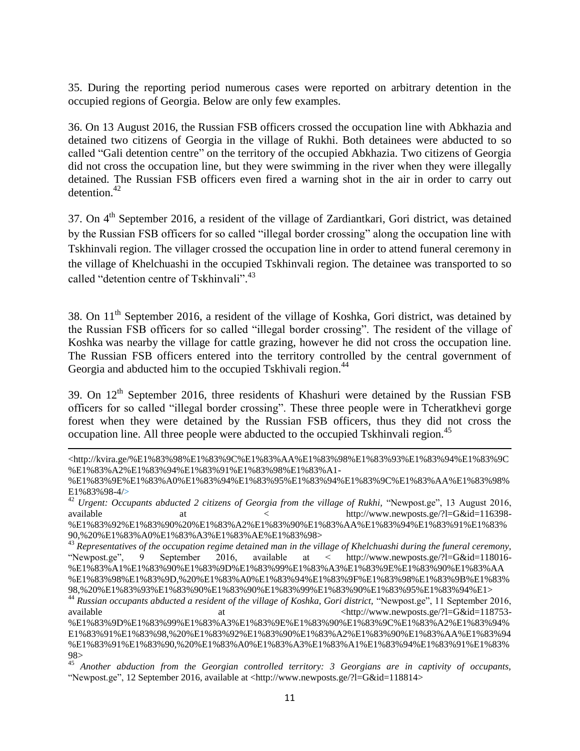35. During the reporting period numerous cases were reported on arbitrary detention in the occupied regions of Georgia. Below are only few examples.

36. On 13 August 2016, the Russian FSB officers crossed the occupation line with Abkhazia and detained two citizens of Georgia in the village of Rukhi. Both detainees were abducted to so called "Gali detention centre" on the territory of the occupied Abkhazia. Two citizens of Georgia did not cross the occupation line, but they were swimming in the river when they were illegally detained. The Russian FSB officers even fired a warning shot in the air in order to carry out detention.[42]

37. On 4th September 2016, a resident of the village of Zardiantkari, Gori district, was detained by the Russian FSB officers for so called "illegal border crossing" along the occupation line with Tskhinvali region. The villager crossed the occupation line in order to attend funeral ceremony in the village of Khelchuashi in the occupied Tskhinvali region. The detainee was transported to so called "detention centre of Tskhinvali".[43]

38. On 11th September 2016, a resident of the village of Koshka, Gori district, was detained by the Russian FSB officers for so called "illegal border crossing". The resident of the village of Koshka was nearby the village for cattle grazing, however he did not cross the occupation line. The Russian FSB officers entered into the territory controlled by the central government of Georgia and abducted him to the occupied Tskhivali region.[44]

39. On 12th September 2016, three residents of Khashuri were detained by the Russian FSB officers for so called "illegal border crossing". These three people were in Tcheratkhevi gorge forest when they were detained by the Russian FSB officers, thus they did not cross the occupation line. All three people were abducted to the occupied Tskhinvali region.[45]

---

<http://kvira.ge/%E1%83%98%E1%83%9C%E1%83%AA%E1%83%98%E1%83%93%E1%83%94%E1%83%9C%E1%83%A2%E1%83%94%E1%83%91%E1%83%98%E1%83%A1-%E1%83%9E%E1%83%A0%E1%83%94%E1%83%95%E1%83%94%E1%83%9C%E1%83%AA%E1%83%98%E1%83%98-4/>

[42] *Urgent: Occupants abducted 2 citizens of Georgia from the village of Rukhi*, "Newpost.ge", 13 August 2016, available at < http://www.newposts.ge/?l=G&id=116398-%E1%83%92%E1%83%90%20%E1%83%A2%E1%83%90%E1%83%AA%E1%83%94%E1%83%91%E1%83%90,%20%E1%83%A0%E1%83%A3%E1%83%AE%E1%83%98>

[43] *Representatives of the occupation regime detained man in the village of Khelchuashi during the funeral ceremony*, "Newpost.ge", 9 September 2016, available at < http://www.newposts.ge/?l=G&id=118016-%E1%83%A1%E1%83%90%E1%83%9D%E1%83%99%E1%83%A3%E1%83%9E%E1%83%90%E1%83%AA%E1%83%98%E1%83%9D,%20%E1%83%A0%E1%83%94%E1%83%9F%E1%83%98%E1%83%9B%E1%83%98,%20%E1%83%93%E1%83%90%E1%83%90%E1%83%99%E1%83%90%E1%83%95%E1%83%94%E1>

[44] *Russian occupants abducted a resident of the village of Koshka, Gori district*, "Newpost.ge", 11 September 2016, available at <http://www.newposts.ge/?l=G&id=118753-%E1%83%9D%E1%83%99%E1%83%A3%E1%83%9E%E1%83%90%E1%83%9C%E1%83%A2%E1%83%94%E1%83%91%E1%83%98,%20%E1%83%92%E1%83%90%E1%83%A2%E1%83%90%E1%83%AA%E1%83%94%E1%83%91%E1%83%90,%20%E1%83%A0%E1%83%A3%E1%83%A1%E1%83%94%E1%83%91%E1%83%98>

[45] *Another abduction from the Georgian controlled territory: 3 Georgians are in captivity of occupants*, "Newpost.ge", 12 September 2016, available at <http://www.newposts.ge/?l=G&id=118814>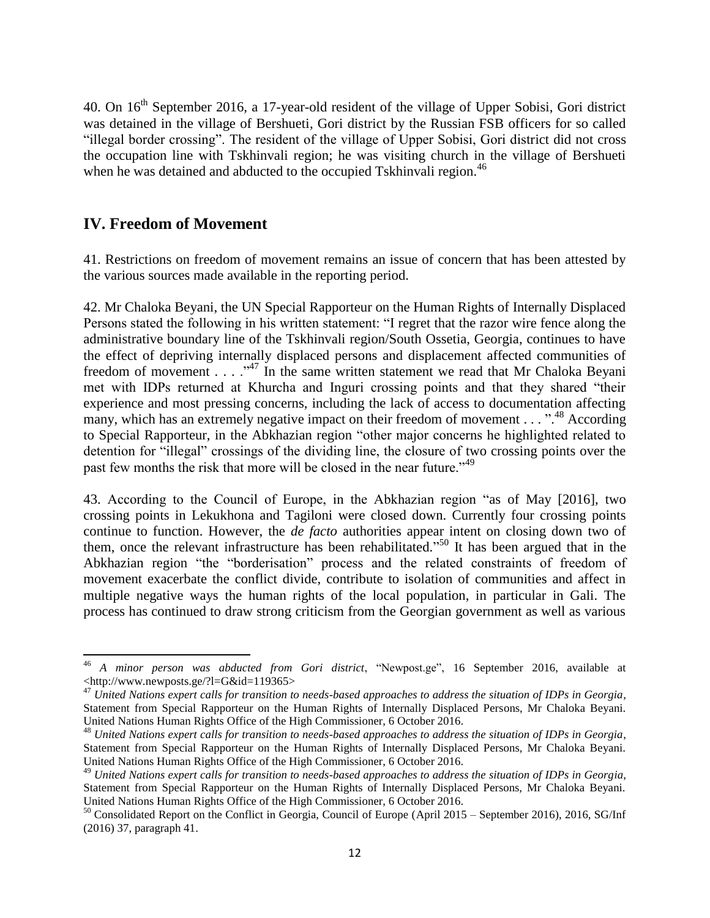40. On 16th September 2016, a 17-year-old resident of the village of Upper Sobisi, Gori district was detained in the village of Bershueti, Gori district by the Russian FSB officers for so called "illegal border crossing". The resident of the village of Upper Sobisi, Gori district did not cross the occupation line with Tskhinvali region; he was visiting church in the village of Bershueti when he was detained and abducted to the occupied Tskhinvali region.[46]

## IV. Freedom of Movement

41. Restrictions on freedom of movement remains an issue of concern that has been attested by the various sources made available in the reporting period.

42. Mr Chaloka Beyani, the UN Special Rapporteur on the Human Rights of Internally Displaced Persons stated the following in his written statement: "I regret that the razor wire fence along the administrative boundary line of the Tskhinvali region/South Ossetia, Georgia, continues to have the effect of depriving internally displaced persons and displacement affected communities of freedom of movement . . . ."[47] In the same written statement we read that Mr Chaloka Beyani met with IDPs returned at Khurcha and Inguri crossing points and that they shared "their experience and most pressing concerns, including the lack of access to documentation affecting many, which has an extremely negative impact on their freedom of movement . . . ".[48] According to Special Rapporteur, in the Abkhazian region "other major concerns he highlighted related to detention for "illegal" crossings of the dividing line, the closure of two crossing points over the past few months the risk that more will be closed in the near future."[49]

43. According to the Council of Europe, in the Abkhazian region "as of May [2016], two crossing points in Lekukhona and Tagiloni were closed down. Currently four crossing points continue to function. However, the *de facto* authorities appear intent on closing down two of them, once the relevant infrastructure has been rehabilitated."[50] It has been argued that in the Abkhazian region "the "borderisation" process and the related constraints of freedom of movement exacerbate the conflict divide, contribute to isolation of communities and affect in multiple negative ways the human rights of the local population, in particular in Gali. The process has continued to draw strong criticism from the Georgian government as well as various

---

[46] *A minor person was abducted from Gori district*, "Newpost.ge", 16 September 2016, available at <http://www.newposts.ge/?l=G&id=119365>

[47] *United Nations expert calls for transition to needs-based approaches to address the situation of IDPs in Georgia*, Statement from Special Rapporteur on the Human Rights of Internally Displaced Persons, Mr Chaloka Beyani. United Nations Human Rights Office of the High Commissioner, 6 October 2016.

[48] *United Nations expert calls for transition to needs-based approaches to address the situation of IDPs in Georgia*, Statement from Special Rapporteur on the Human Rights of Internally Displaced Persons, Mr Chaloka Beyani. United Nations Human Rights Office of the High Commissioner, 6 October 2016.

[49] *United Nations expert calls for transition to needs-based approaches to address the situation of IDPs in Georgia*, Statement from Special Rapporteur on the Human Rights of Internally Displaced Persons, Mr Chaloka Beyani. United Nations Human Rights Office of the High Commissioner, 6 October 2016.

[50] Consolidated Report on the Conflict in Georgia, Council of Europe (April 2015 – September 2016), 2016, SG/Inf (2016) 37, paragraph 41.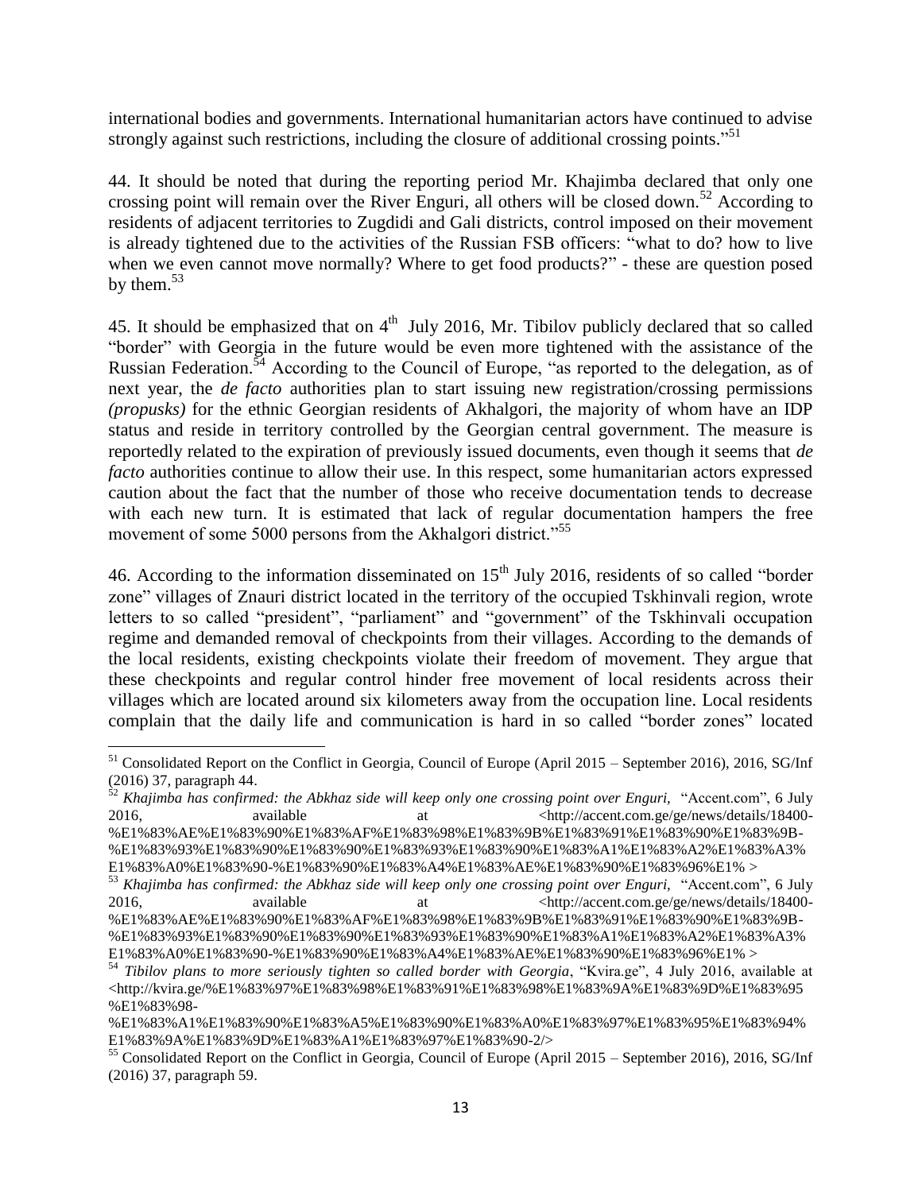international bodies and governments. International humanitarian actors have continued to advise strongly against such restrictions, including the closure of additional crossing points."[51]

44. It should be noted that during the reporting period Mr. Khajimba declared that only one crossing point will remain over the River Enguri, all others will be closed down.[52] According to residents of adjacent territories to Zugdidi and Gali districts, control imposed on their movement is already tightened due to the activities of the Russian FSB officers: "what to do? how to live when we even cannot move normally? Where to get food products?" - these are question posed by them.[53]

45. It should be emphasized that on 4th July 2016, Mr. Tibilov publicly declared that so called "border" with Georgia in the future would be even more tightened with the assistance of the Russian Federation.[54] According to the Council of Europe, "as reported to the delegation, as of next year, the *de facto* authorities plan to start issuing new registration/crossing permissions *(propusks)* for the ethnic Georgian residents of Akhalgori, the majority of whom have an IDP status and reside in territory controlled by the Georgian central government. The measure is reportedly related to the expiration of previously issued documents, even though it seems that *de facto* authorities continue to allow their use. In this respect, some humanitarian actors expressed caution about the fact that the number of those who receive documentation tends to decrease with each new turn. It is estimated that lack of regular documentation hampers the free movement of some 5000 persons from the Akhalgori district."[55]

46. According to the information disseminated on 15th July 2016, residents of so called "border zone" villages of Znauri district located in the territory of the occupied Tskhinvali region, wrote letters to so called "president", "parliament" and "government" of the Tskhinvali occupation regime and demanded removal of checkpoints from their villages. According to the demands of the local residents, existing checkpoints violate their freedom of movement. They argue that these checkpoints and regular control hinder free movement of local residents across their villages which are located around six kilometers away from the occupation line. Local residents complain that the daily life and communication is hard in so called "border zones" located

---

[51] Consolidated Report on the Conflict in Georgia, Council of Europe (April 2015 – September 2016), 2016, SG/Inf (2016) 37, paragraph 44.

[52] *Khajimba has confirmed: the Abkhaz side will keep only one crossing point over Enguri*, "Accent.com", 6 July 2016, available at <http://accent.com.ge/ge/news/details/18400-%E1%83%AE%E1%83%90%E1%83%AF%E1%83%98%E1%83%9B%E1%83%91%E1%83%90%E1%83%9B-%E1%83%93%E1%83%90%E1%83%90%E1%83%93%E1%83%90%E1%83%A1%E1%83%A2%E1%83%A3%E1%83%A0%E1%83%90-%E1%83%90%E1%83%A4%E1%83%AE%E1%83%90%E1%83%96%E1% >

[53] *Khajimba has confirmed: the Abkhaz side will keep only one crossing point over Enguri*, "Accent.com", 6 July 2016, available at <http://accent.com.ge/ge/news/details/18400-%E1%83%AE%E1%83%90%E1%83%AF%E1%83%98%E1%83%9B%E1%83%91%E1%83%90%E1%83%9B-%E1%83%93%E1%83%90%E1%83%90%E1%83%93%E1%83%90%E1%83%A1%E1%83%A2%E1%83%A3%E1%83%A0%E1%83%90-%E1%83%90%E1%83%A4%E1%83%AE%E1%83%90%E1%83%96%E1% >

[54] *Tibilov plans to more seriously tighten so called border with Georgia*, "Kvira.ge", 4 July 2016, available at <http://kvira.ge/%E1%83%97%E1%83%98%E1%83%91%E1%83%98%E1%83%9A%E1%83%9D%E1%83%95%E1%83%98-%E1%83%A1%E1%83%90%E1%83%A5%E1%83%90%E1%83%A0%E1%83%97%E1%83%95%E1%83%94%E1%83%9A%E1%83%9D%E1%83%A1%E1%83%97%E1%83%90-2/>

[55] Consolidated Report on the Conflict in Georgia, Council of Europe (April 2015 – September 2016), 2016, SG/Inf (2016) 37, paragraph 59.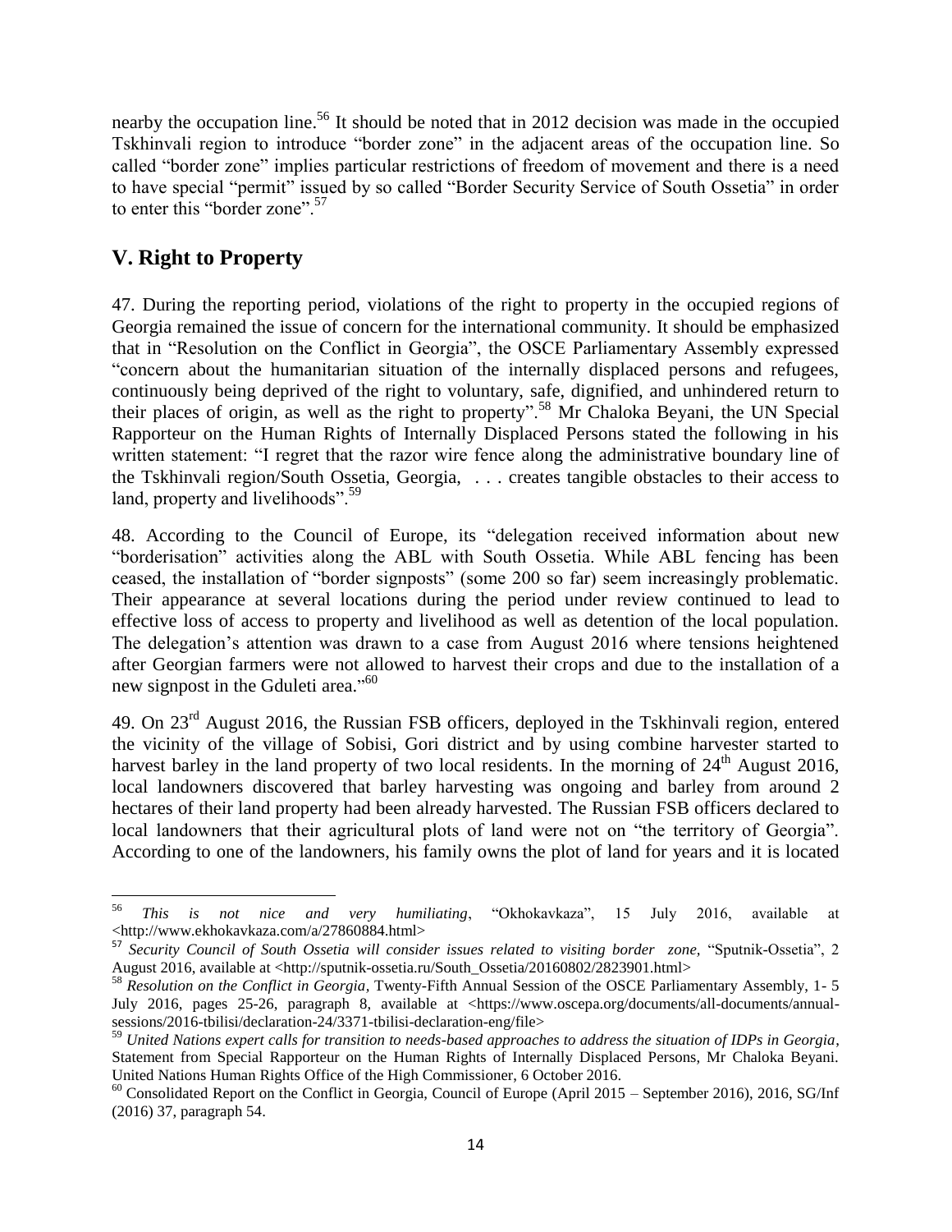nearby the occupation line.[56] It should be noted that in 2012 decision was made in the occupied Tskhinvali region to introduce "border zone" in the adjacent areas of the occupation line. So called "border zone" implies particular restrictions of freedom of movement and there is a need to have special "permit" issued by so called "Border Security Service of South Ossetia" in order to enter this "border zone".[57]

## V. Right to Property

47. During the reporting period, violations of the right to property in the occupied regions of Georgia remained the issue of concern for the international community. It should be emphasized that in "Resolution on the Conflict in Georgia", the OSCE Parliamentary Assembly expressed "concern about the humanitarian situation of the internally displaced persons and refugees, continuously being deprived of the right to voluntary, safe, dignified, and unhindered return to their places of origin, as well as the right to property".[58] Mr Chaloka Beyani, the UN Special Rapporteur on the Human Rights of Internally Displaced Persons stated the following in his written statement: "I regret that the razor wire fence along the administrative boundary line of the Tskhinvali region/South Ossetia, Georgia, . . . creates tangible obstacles to their access to land, property and livelihoods".[59]

48. According to the Council of Europe, its "delegation received information about new "borderisation" activities along the ABL with South Ossetia. While ABL fencing has been ceased, the installation of "border signposts" (some 200 so far) seem increasingly problematic. Their appearance at several locations during the period under review continued to lead to effective loss of access to property and livelihood as well as detention of the local population. The delegation's attention was drawn to a case from August 2016 where tensions heightened after Georgian farmers were not allowed to harvest their crops and due to the installation of a new signpost in the Gduleti area."[60]

49. On 23rd August 2016, the Russian FSB officers, deployed in the Tskhinvali region, entered the vicinity of the village of Sobisi, Gori district and by using combine harvester started to harvest barley in the land property of two local residents. In the morning of 24th August 2016, local landowners discovered that barley harvesting was ongoing and barley from around 2 hectares of their land property had been already harvested. The Russian FSB officers declared to local landowners that their agricultural plots of land were not on "the territory of Georgia". According to one of the landowners, his family owns the plot of land for years and it is located

---

[56] *This is not nice and very humiliating*, "Okhokavkaza", 15 July 2016, available at <http://www.ekhokavkaza.com/a/27860884.html>

[57] *Security Council of South Ossetia will consider issues related to visiting border zone*, "Sputnik-Ossetia", 2 August 2016, available at <http://sputnik-ossetia.ru/South_Ossetia/20160802/2823901.html>

[58] *Resolution on the Conflict in Georgia*, Twenty-Fifth Annual Session of the OSCE Parliamentary Assembly, 1- 5 July 2016, pages 25-26, paragraph 8, available at <https://www.oscepa.org/documents/all-documents/annual-sessions/2016-tbilisi/declaration-24/3371-tbilisi-declaration-eng/file>

[59] *United Nations expert calls for transition to needs-based approaches to address the situation of IDPs in Georgia*, Statement from Special Rapporteur on the Human Rights of Internally Displaced Persons, Mr Chaloka Beyani. United Nations Human Rights Office of the High Commissioner, 6 October 2016.

[60] Consolidated Report on the Conflict in Georgia, Council of Europe (April 2015 – September 2016), 2016, SG/Inf (2016) 37, paragraph 54.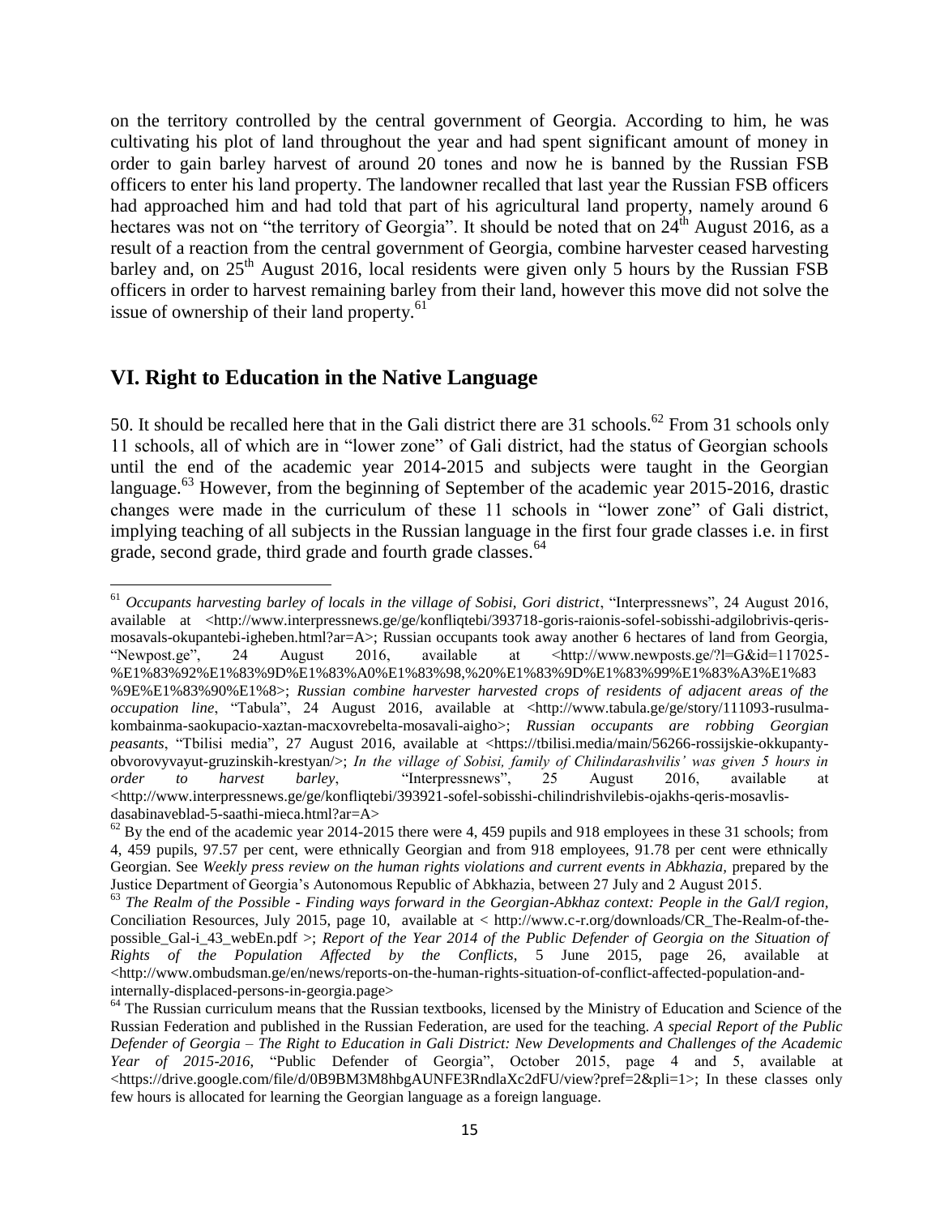on the territory controlled by the central government of Georgia. According to him, he was cultivating his plot of land throughout the year and had spent significant amount of money in order to gain barley harvest of around 20 tones and now he is banned by the Russian FSB officers to enter his land property. The landowner recalled that last year the Russian FSB officers had approached him and had told that part of his agricultural land property, namely around 6 hectares was not on "the territory of Georgia". It should be noted that on 24th August 2016, as a result of a reaction from the central government of Georgia, combine harvester ceased harvesting barley and, on 25th August 2016, local residents were given only 5 hours by the Russian FSB officers in order to harvest remaining barley from their land, however this move did not solve the issue of ownership of their land property.[61]

## VI. Right to Education in the Native Language

50. It should be recalled here that in the Gali district there are 31 schools.[62] From 31 schools only 11 schools, all of which are in "lower zone" of Gali district, had the status of Georgian schools until the end of the academic year 2014-2015 and subjects were taught in the Georgian language.[63] However, from the beginning of September of the academic year 2015-2016, drastic changes were made in the curriculum of these 11 schools in "lower zone" of Gali district, implying teaching of all subjects in the Russian language in the first four grade classes i.e. in first grade, second grade, third grade and fourth grade classes.[64]

---

[61] *Occupants harvesting barley of locals in the village of Sobisi, Gori district*, "Interpressnews", 24 August 2016, available at <http://www.interpressnews.ge/ge/konfliqtebi/393718-goris-raionis-sofel-sobisshi-adgilobrivis-qeris-mosavals-okupantebi-igheben.html?ar=A>; Russian occupants took away another 6 hectares of land from Georgia, "Newpost.ge", 24 August 2016, available at <http://www.newposts.ge/?l=G&id=117025-%E1%83%92%E1%83%9D%E1%83%A0%E1%83%98,%20%E1%83%9D%E1%83%99%E1%83%A3%E1%83%9E%E1%83%90%E1%8>; *Russian combine harvester harvested crops of residents of adjacent areas of the occupation line*, "Tabula", 24 August 2016, available at <http://www.tabula.ge/ge/story/111093-rusulma-kombainma-saokupacio-xaztan-macxovrebelta-mosavali-aigho>; *Russian occupants are robbing Georgian peasants*, "Tbilisi media", 27 August 2016, available at <https://tbilisi.media/main/56266-rossijskie-okkupanty-obvorovyvayut-gruzinskih-krestyan/>; *In the village of Sobisi, family of Chilindarashvilis' was given 5 hours in order to harvest barley*, "Interpressnews", 25 August 2016, available at <http://www.interpressnews.ge/ge/konfliqtebi/393921-sofel-sobisshi-chilindrishvilebis-ojakhs-qeris-mosavlis-dasabinaveblad-5-saathi-mieca.html?ar=A>

[62] By the end of the academic year 2014-2015 there were 4, 459 pupils and 918 employees in these 31 schools; from 4, 459 pupils, 97.57 per cent, were ethnically Georgian and from 918 employees, 91.78 per cent were ethnically Georgian. See *Weekly press review on the human rights violations and current events in Abkhazia*, prepared by the Justice Department of Georgia's Autonomous Republic of Abkhazia, between 27 July and 2 August 2015.

[63] *The Realm of the Possible - Finding ways forward in the Georgian-Abkhaz context: People in the Gal/I region*, Conciliation Resources, July 2015, page 10, available at < http://www.c-r.org/downloads/CR_The-Realm-of-the-possible_Gal-i_43_webEn.pdf >; *Report of the Year 2014 of the Public Defender of Georgia on the Situation of Rights of the Population Affected by the Conflicts*, 5 June 2015, page 26, available at <http://www.ombudsman.ge/en/news/reports-on-the-human-rights-situation-of-conflict-affected-population-and-internally-displaced-persons-in-georgia.page>

[64] The Russian curriculum means that the Russian textbooks, licensed by the Ministry of Education and Science of the Russian Federation and published in the Russian Federation, are used for the teaching. *A special Report of the Public Defender of Georgia – The Right to Education in Gali District: New Developments and Challenges of the Academic Year of 2015-2016*, "Public Defender of Georgia", October 2015, page 4 and 5, available at <https://drive.google.com/file/d/0B9BM3M8hbgAUNFE3RndlaXc2dFU/view?pref=2&pli=1>; In these classes only few hours is allocated for learning the Georgian language as a foreign language.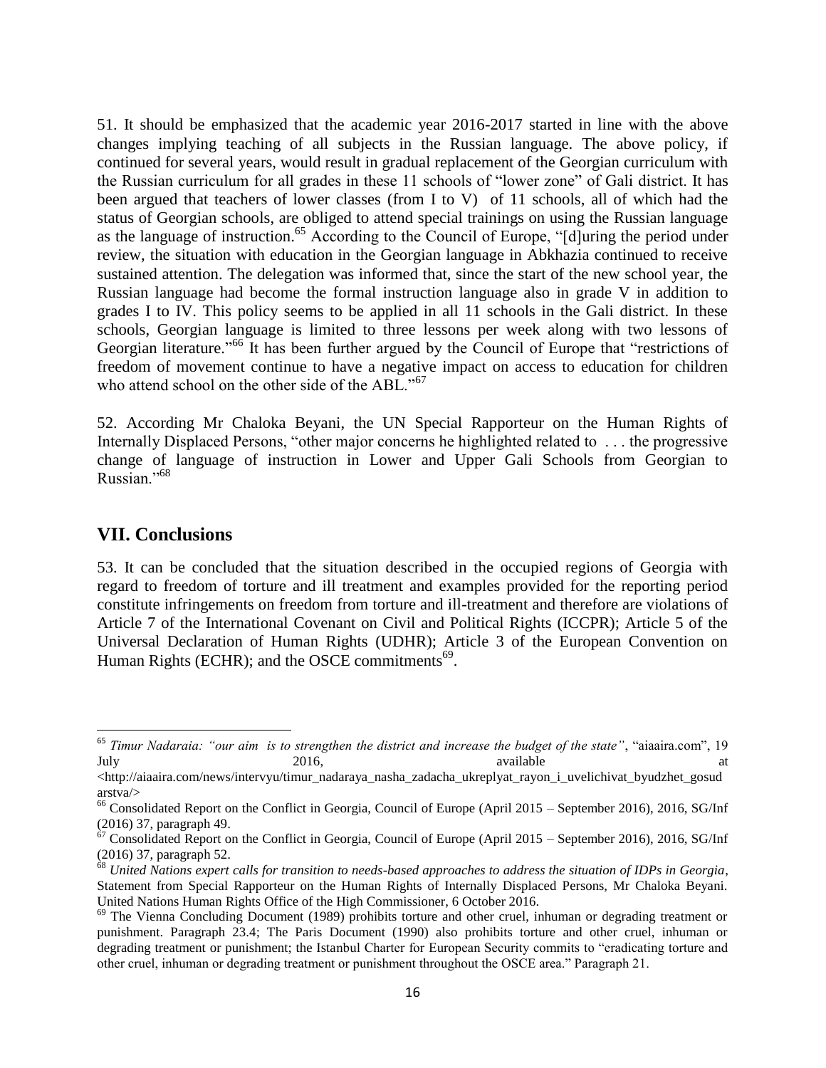51. It should be emphasized that the academic year 2016-2017 started in line with the above changes implying teaching of all subjects in the Russian language. The above policy, if continued for several years, would result in gradual replacement of the Georgian curriculum with the Russian curriculum for all grades in these 11 schools of "lower zone" of Gali district. It has been argued that teachers of lower classes (from I to V) of 11 schools, all of which had the status of Georgian schools, are obliged to attend special trainings on using the Russian language as the language of instruction.[65] According to the Council of Europe, "[d]uring the period under review, the situation with education in the Georgian language in Abkhazia continued to receive sustained attention. The delegation was informed that, since the start of the new school year, the Russian language had become the formal instruction language also in grade V in addition to grades I to IV. This policy seems to be applied in all 11 schools in the Gali district. In these schools, Georgian language is limited to three lessons per week along with two lessons of Georgian literature."[66] It has been further argued by the Council of Europe that "restrictions of freedom of movement continue to have a negative impact on access to education for children who attend school on the other side of the ABL."[67]

52. According Mr Chaloka Beyani, the UN Special Rapporteur on the Human Rights of Internally Displaced Persons, "other major concerns he highlighted related to . . . the progressive change of language of instruction in Lower and Upper Gali Schools from Georgian to Russian."[68]

## VII. Conclusions

53. It can be concluded that the situation described in the occupied regions of Georgia with regard to freedom of torture and ill treatment and examples provided for the reporting period constitute infringements on freedom from torture and ill-treatment and therefore are violations of Article 7 of the International Covenant on Civil and Political Rights (ICCPR); Article 5 of the Universal Declaration of Human Rights (UDHR); Article 3 of the European Convention on Human Rights (ECHR); and the OSCE commitments[69].

---

[65] *Timur Nadaraia: "our aim is to strengthen the district and increase the budget of the state"*, "aiaaira.com", 19 July 2016, available at <http://aiaaira.com/news/intervyu/timur_nadaraya_nasha_zadacha_ukreplyat_rayon_i_uvelichivat_byudzhet_gosudarstva/>

[66] Consolidated Report on the Conflict in Georgia, Council of Europe (April 2015 – September 2016), 2016, SG/Inf (2016) 37, paragraph 49.

[67] Consolidated Report on the Conflict in Georgia, Council of Europe (April 2015 – September 2016), 2016, SG/Inf (2016) 37, paragraph 52.

[68] *United Nations expert calls for transition to needs-based approaches to address the situation of IDPs in Georgia*, Statement from Special Rapporteur on the Human Rights of Internally Displaced Persons, Mr Chaloka Beyani. United Nations Human Rights Office of the High Commissioner, 6 October 2016.

[69] The Vienna Concluding Document (1989) prohibits torture and other cruel, inhuman or degrading treatment or punishment. Paragraph 23.4; The Paris Document (1990) also prohibits torture and other cruel, inhuman or degrading treatment or punishment; the Istanbul Charter for European Security commits to "eradicating torture and other cruel, inhuman or degrading treatment or punishment throughout the OSCE area." Paragraph 21.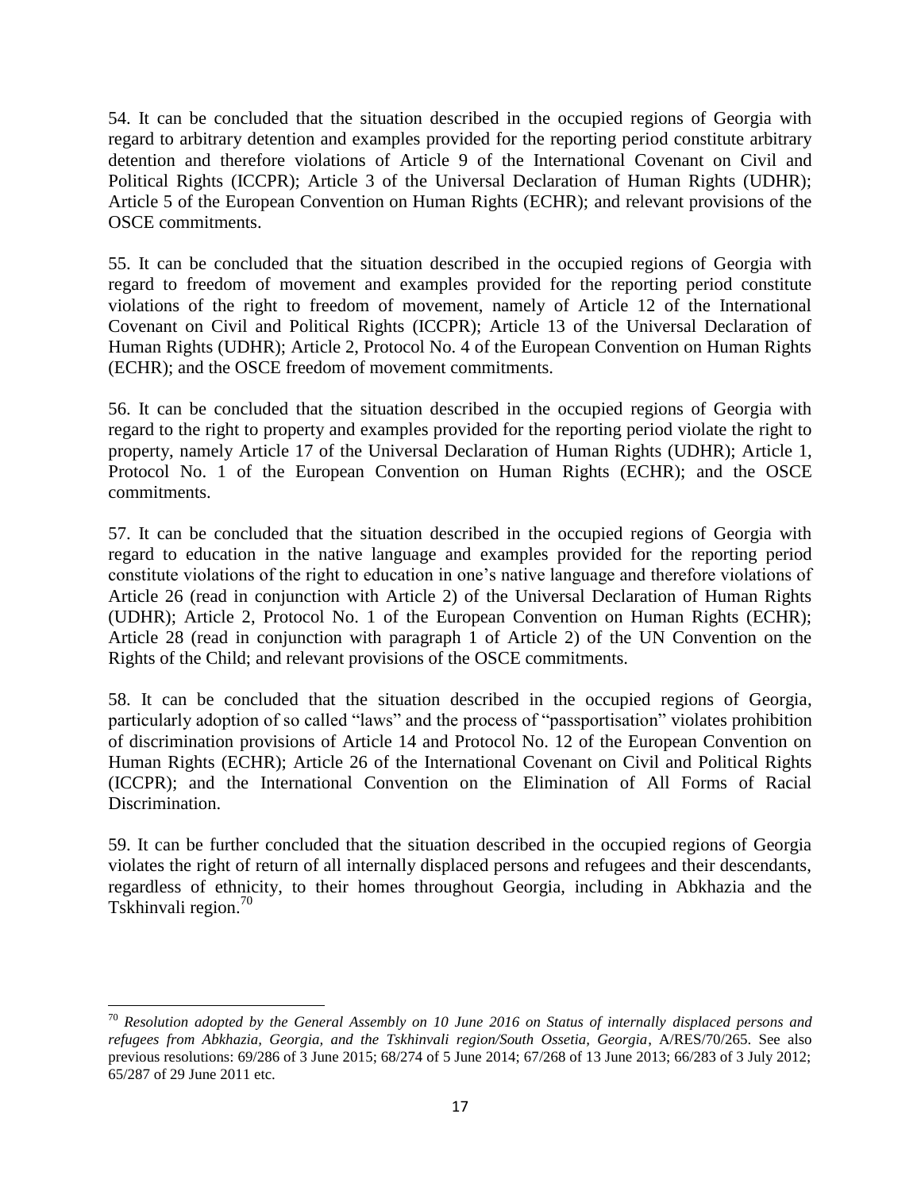54. It can be concluded that the situation described in the occupied regions of Georgia with regard to arbitrary detention and examples provided for the reporting period constitute arbitrary detention and therefore violations of Article 9 of the International Covenant on Civil and Political Rights (ICCPR); Article 3 of the Universal Declaration of Human Rights (UDHR); Article 5 of the European Convention on Human Rights (ECHR); and relevant provisions of the OSCE commitments.

55. It can be concluded that the situation described in the occupied regions of Georgia with regard to freedom of movement and examples provided for the reporting period constitute violations of the right to freedom of movement, namely of Article 12 of the International Covenant on Civil and Political Rights (ICCPR); Article 13 of the Universal Declaration of Human Rights (UDHR); Article 2, Protocol No. 4 of the European Convention on Human Rights (ECHR); and the OSCE freedom of movement commitments.

56. It can be concluded that the situation described in the occupied regions of Georgia with regard to the right to property and examples provided for the reporting period violate the right to property, namely Article 17 of the Universal Declaration of Human Rights (UDHR); Article 1, Protocol No. 1 of the European Convention on Human Rights (ECHR); and the OSCE commitments.

57. It can be concluded that the situation described in the occupied regions of Georgia with regard to education in the native language and examples provided for the reporting period constitute violations of the right to education in one's native language and therefore violations of Article 26 (read in conjunction with Article 2) of the Universal Declaration of Human Rights (UDHR); Article 2, Protocol No. 1 of the European Convention on Human Rights (ECHR); Article 28 (read in conjunction with paragraph 1 of Article 2) of the UN Convention on the Rights of the Child; and relevant provisions of the OSCE commitments.

58. It can be concluded that the situation described in the occupied regions of Georgia, particularly adoption of so called "laws" and the process of "passportisation" violates prohibition of discrimination provisions of Article 14 and Protocol No. 12 of the European Convention on Human Rights (ECHR); Article 26 of the International Covenant on Civil and Political Rights (ICCPR); and the International Convention on the Elimination of All Forms of Racial Discrimination.

59. It can be further concluded that the situation described in the occupied regions of Georgia violates the right of return of all internally displaced persons and refugees and their descendants, regardless of ethnicity, to their homes throughout Georgia, including in Abkhazia and the Tskhinvali region.[70]

---

[70] *Resolution adopted by the General Assembly on 10 June 2016 on Status of internally displaced persons and refugees from Abkhazia, Georgia, and the Tskhinvali region/South Ossetia, Georgia*, A/RES/70/265. See also previous resolutions: 69/286 of 3 June 2015; 68/274 of 5 June 2014; 67/268 of 13 June 2013; 66/283 of 3 July 2012; 65/287 of 29 June 2011 etc.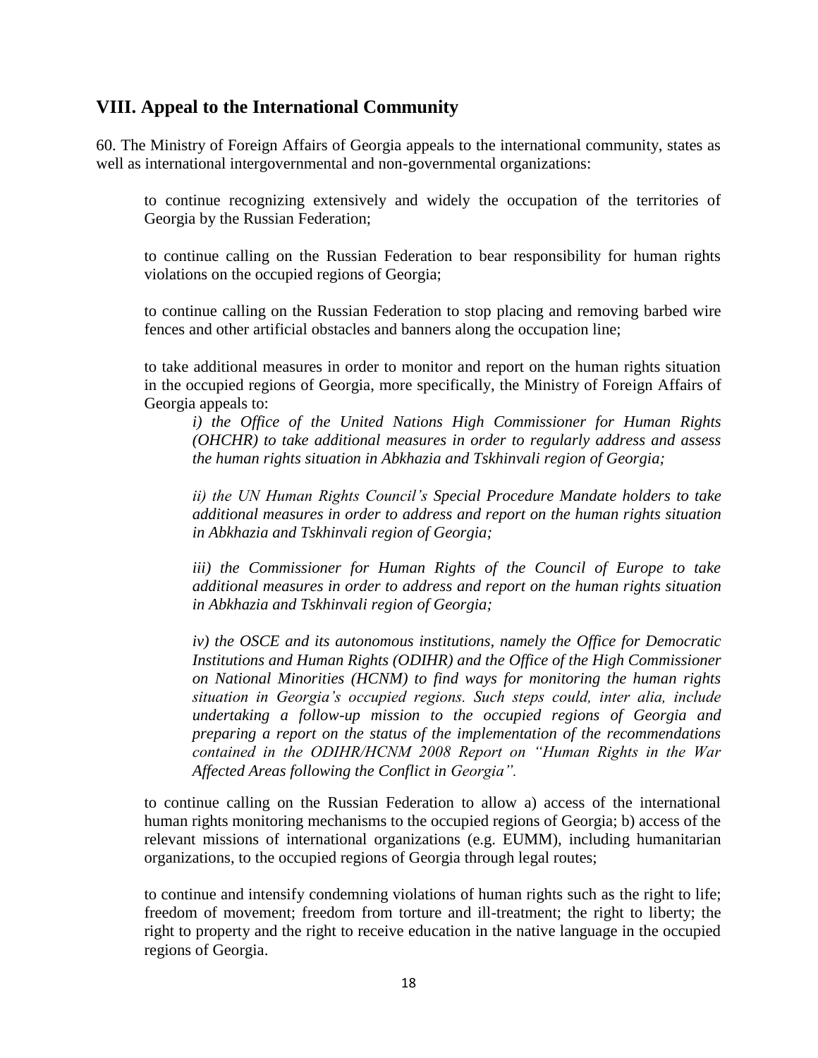## VIII. Appeal to the International Community

60. The Ministry of Foreign Affairs of Georgia appeals to the international community, states as well as international intergovernmental and non-governmental organizations:

to continue recognizing extensively and widely the occupation of the territories of Georgia by the Russian Federation;

to continue calling on the Russian Federation to bear responsibility for human rights violations on the occupied regions of Georgia;

to continue calling on the Russian Federation to stop placing and removing barbed wire fences and other artificial obstacles and banners along the occupation line;

to take additional measures in order to monitor and report on the human rights situation in the occupied regions of Georgia, more specifically, the Ministry of Foreign Affairs of Georgia appeals to:

*i) the Office of the United Nations High Commissioner for Human Rights (OHCHR) to take additional measures in order to regularly address and assess the human rights situation in Abkhazia and Tskhinvali region of Georgia;*

*ii) the UN Human Rights Council's Special Procedure Mandate holders to take additional measures in order to address and report on the human rights situation in Abkhazia and Tskhinvali region of Georgia;*

*iii) the Commissioner for Human Rights of the Council of Europe to take additional measures in order to address and report on the human rights situation in Abkhazia and Tskhinvali region of Georgia;*

*iv) the OSCE and its autonomous institutions, namely the Office for Democratic Institutions and Human Rights (ODIHR) and the Office of the High Commissioner on National Minorities (HCNM) to find ways for monitoring the human rights situation in Georgia's occupied regions. Such steps could, inter alia, include undertaking a follow-up mission to the occupied regions of Georgia and preparing a report on the status of the implementation of the recommendations contained in the ODIHR/HCNM 2008 Report on "Human Rights in the War Affected Areas following the Conflict in Georgia".*

to continue calling on the Russian Federation to allow a) access of the international human rights monitoring mechanisms to the occupied regions of Georgia; b) access of the relevant missions of international organizations (e.g. EUMM), including humanitarian organizations, to the occupied regions of Georgia through legal routes;

to continue and intensify condemning violations of human rights such as the right to life; freedom of movement; freedom from torture and ill-treatment; the right to liberty; the right to property and the right to receive education in the native language in the occupied regions of Georgia.